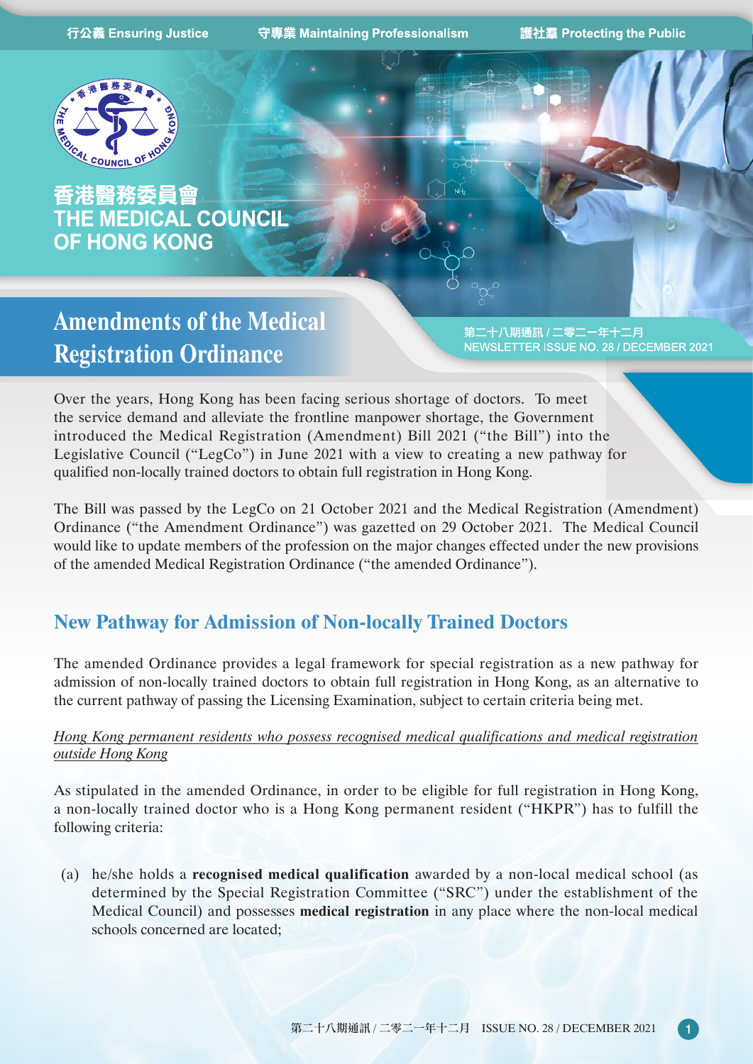行公義 Ensuring Justice　守專業 Maintaining Professionalism　護社羣 Protecting the Public

香港醫務委員會
THE MEDICAL COUNCIL OF HONG KONG

# Amendments of the Medical Registration Ordinance

第二十八期通訊 / 二零二一年十二月
NEWSLETTER ISSUE NO. 28 / DECEMBER 2021

Over the years, Hong Kong has been facing serious shortage of doctors. To meet the service demand and alleviate the frontline manpower shortage, the Government introduced the Medical Registration (Amendment) Bill 2021 ("the Bill") into the Legislative Council ("LegCo") in June 2021 with a view to creating a new pathway for qualified non-locally trained doctors to obtain full registration in Hong Kong.

The Bill was passed by the LegCo on 21 October 2021 and the Medical Registration (Amendment) Ordinance ("the Amendment Ordinance") was gazetted on 29 October 2021. The Medical Council would like to update members of the profession on the major changes effected under the new provisions of the amended Medical Registration Ordinance ("the amended Ordinance").

## New Pathway for Admission of Non-locally Trained Doctors

The amended Ordinance provides a legal framework for special registration as a new pathway for admission of non-locally trained doctors to obtain full registration in Hong Kong, as an alternative to the current pathway of passing the Licensing Examination, subject to certain criteria being met.

*<u>Hong Kong permanent residents who possess recognised medical qualifications and medical registration outside Hong Kong</u>*

As stipulated in the amended Ordinance, in order to be eligible for full registration in Hong Kong, a non-locally trained doctor who is a Hong Kong permanent resident ("HKPR") has to fulfill the following criteria:

(a) he/she holds a **recognised medical qualification** awarded by a non-local medical school (as determined by the Special Registration Committee ("SRC") under the establishment of the Medical Council) and possesses **medical registration** in any place where the non-local medical schools concerned are located;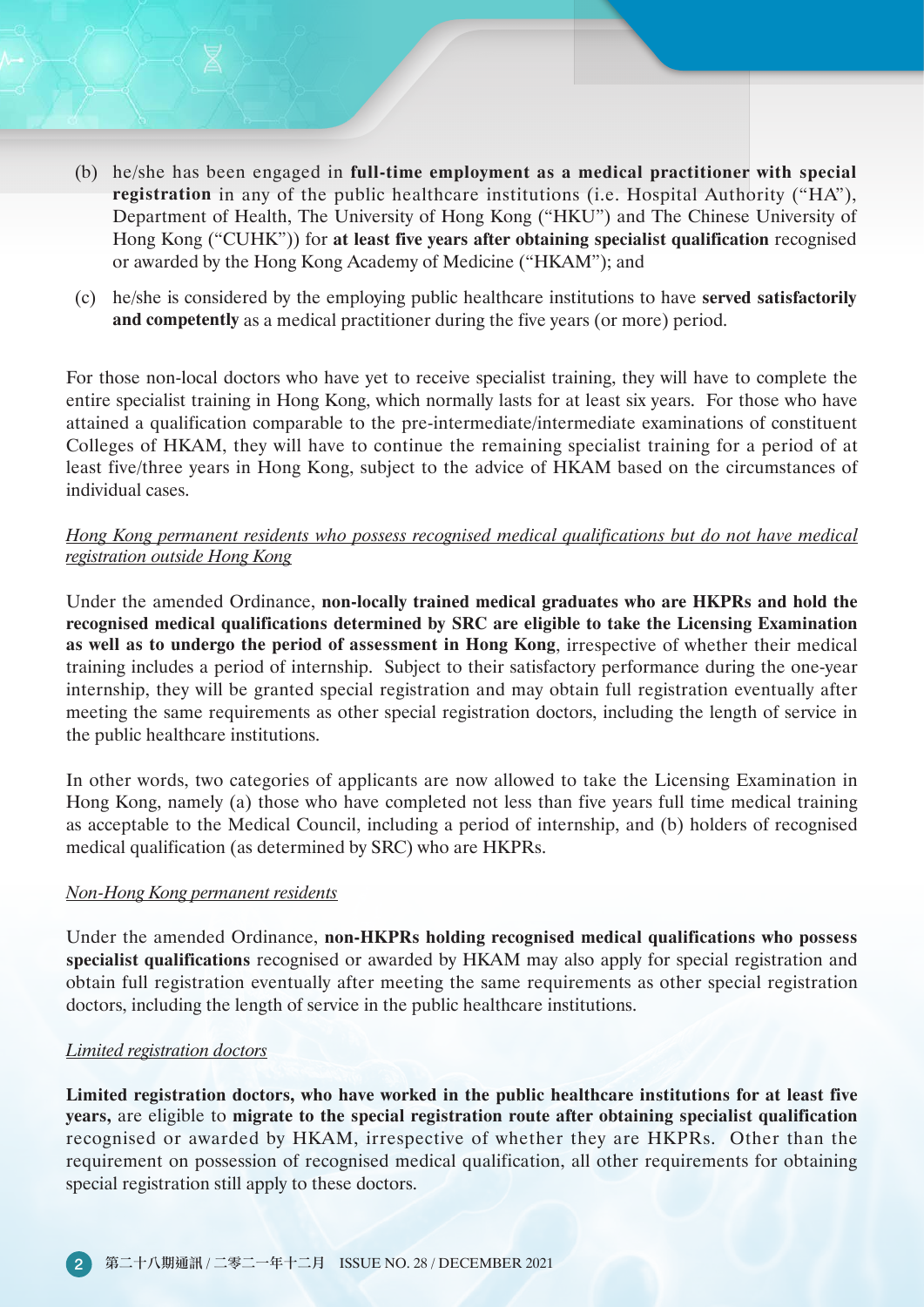(b) he/she has been engaged in **full-time employment as a medical practitioner with special registration** in any of the public healthcare institutions (i.e. Hospital Authority ("HA"), Department of Health, The University of Hong Kong ("HKU") and The Chinese University of Hong Kong ("CUHK")) for **at least five years after obtaining specialist qualification** recognised or awarded by the Hong Kong Academy of Medicine ("HKAM"); and

(c) he/she is considered by the employing public healthcare institutions to have **served satisfactorily and competently** as a medical practitioner during the five years (or more) period.

For those non-local doctors who have yet to receive specialist training, they will have to complete the entire specialist training in Hong Kong, which normally lasts for at least six years. For those who have attained a qualification comparable to the pre-intermediate/intermediate examinations of constituent Colleges of HKAM, they will have to continue the remaining specialist training for a period of at least five/three years in Hong Kong, subject to the advice of HKAM based on the circumstances of individual cases.

*Hong Kong permanent residents who possess recognised medical qualifications but do not have medical registration outside Hong Kong*

Under the amended Ordinance, **non-locally trained medical graduates who are HKPRs and hold the recognised medical qualifications determined by SRC are eligible to take the Licensing Examination as well as to undergo the period of assessment in Hong Kong**, irrespective of whether their medical training includes a period of internship. Subject to their satisfactory performance during the one-year internship, they will be granted special registration and may obtain full registration eventually after meeting the same requirements as other special registration doctors, including the length of service in the public healthcare institutions.

In other words, two categories of applicants are now allowed to take the Licensing Examination in Hong Kong, namely (a) those who have completed not less than five years full time medical training as acceptable to the Medical Council, including a period of internship, and (b) holders of recognised medical qualification (as determined by SRC) who are HKPRs.

*Non-Hong Kong permanent residents*

Under the amended Ordinance, **non-HKPRs holding recognised medical qualifications who possess specialist qualifications** recognised or awarded by HKAM may also apply for special registration and obtain full registration eventually after meeting the same requirements as other special registration doctors, including the length of service in the public healthcare institutions.

*Limited registration doctors*

**Limited registration doctors, who have worked in the public healthcare institutions for at least five years,** are eligible to **migrate to the special registration route after obtaining specialist qualification** recognised or awarded by HKAM, irrespective of whether they are HKPRs. Other than the requirement on possession of recognised medical qualification, all other requirements for obtaining special registration still apply to these doctors.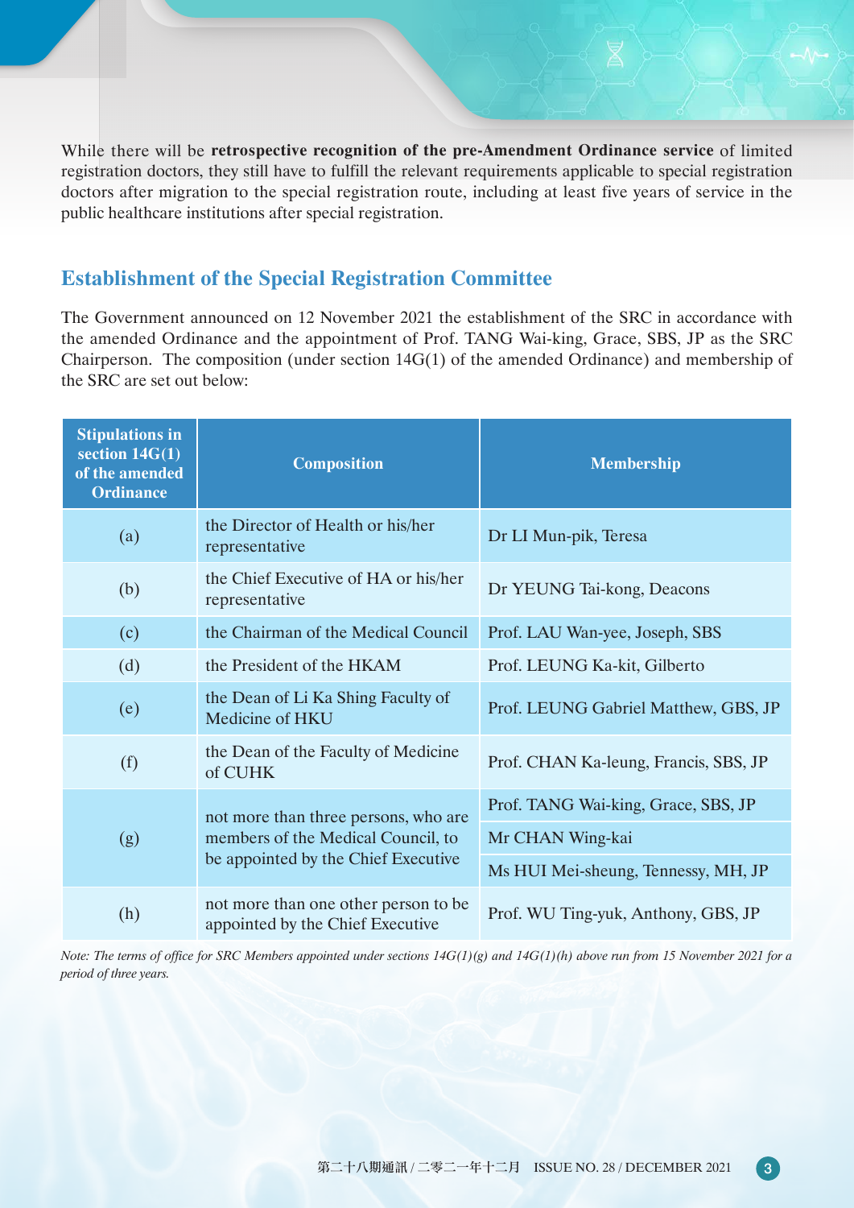While there will be **retrospective recognition of the pre-Amendment Ordinance service** of limited registration doctors, they still have to fulfill the relevant requirements applicable to special registration doctors after migration to the special registration route, including at least five years of service in the public healthcare institutions after special registration.

## Establishment of the Special Registration Committee

The Government announced on 12 November 2021 the establishment of the SRC in accordance with the amended Ordinance and the appointment of Prof. TANG Wai-king, Grace, SBS, JP as the SRC Chairperson. The composition (under section 14G(1) of the amended Ordinance) and membership of the SRC are set out below:

| Stipulations in section 14G(1) of the amended Ordinance | Composition | Membership |
|---|---|---|
| (a) | the Director of Health or his/her representative | Dr LI Mun-pik, Teresa |
| (b) | the Chief Executive of HA or his/her representative | Dr YEUNG Tai-kong, Deacons |
| (c) | the Chairman of the Medical Council | Prof. LAU Wan-yee, Joseph, SBS |
| (d) | the President of the HKAM | Prof. LEUNG Ka-kit, Gilberto |
| (e) | the Dean of Li Ka Shing Faculty of Medicine of HKU | Prof. LEUNG Gabriel Matthew, GBS, JP |
| (f) | the Dean of the Faculty of Medicine of CUHK | Prof. CHAN Ka-leung, Francis, SBS, JP |
| (g) | not more than three persons, who are members of the Medical Council, to be appointed by the Chief Executive | Prof. TANG Wai-king, Grace, SBS, JP |
| | | Mr CHAN Wing-kai |
| | | Ms HUI Mei-sheung, Tennessy, MH, JP |
| (h) | not more than one other person to be appointed by the Chief Executive | Prof. WU Ting-yuk, Anthony, GBS, JP |

*Note: The terms of office for SRC Members appointed under sections 14G(1)(g) and 14G(1)(h) above run from 15 November 2021 for a period of three years.*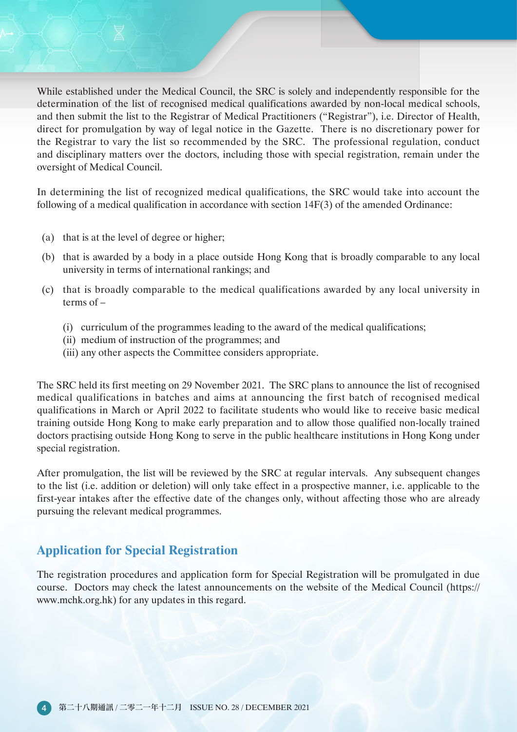While established under the Medical Council, the SRC is solely and independently responsible for the determination of the list of recognised medical qualifications awarded by non-local medical schools, and then submit the list to the Registrar of Medical Practitioners ("Registrar"), i.e. Director of Health, direct for promulgation by way of legal notice in the Gazette. There is no discretionary power for the Registrar to vary the list so recommended by the SRC. The professional regulation, conduct and disciplinary matters over the doctors, including those with special registration, remain under the oversight of Medical Council.

In determining the list of recognized medical qualifications, the SRC would take into account the following of a medical qualification in accordance with section 14F(3) of the amended Ordinance:

(a) that is at the level of degree or higher;

(b) that is awarded by a body in a place outside Hong Kong that is broadly comparable to any local university in terms of international rankings; and

(c) that is broadly comparable to the medical qualifications awarded by any local university in terms of –

  (i) curriculum of the programmes leading to the award of the medical qualifications;
  (ii) medium of instruction of the programmes; and
  (iii) any other aspects the Committee considers appropriate.

The SRC held its first meeting on 29 November 2021. The SRC plans to announce the list of recognised medical qualifications in batches and aims at announcing the first batch of recognised medical qualifications in March or April 2022 to facilitate students who would like to receive basic medical training outside Hong Kong to make early preparation and to allow those qualified non-locally trained doctors practising outside Hong Kong to serve in the public healthcare institutions in Hong Kong under special registration.

After promulgation, the list will be reviewed by the SRC at regular intervals. Any subsequent changes to the list (i.e. addition or deletion) will only take effect in a prospective manner, i.e. applicable to the first-year intakes after the effective date of the changes only, without affecting those who are already pursuing the relevant medical programmes.

## Application for Special Registration

The registration procedures and application form for Special Registration will be promulgated in due course. Doctors may check the latest announcements on the website of the Medical Council (https://www.mchk.org.hk) for any updates in this regard.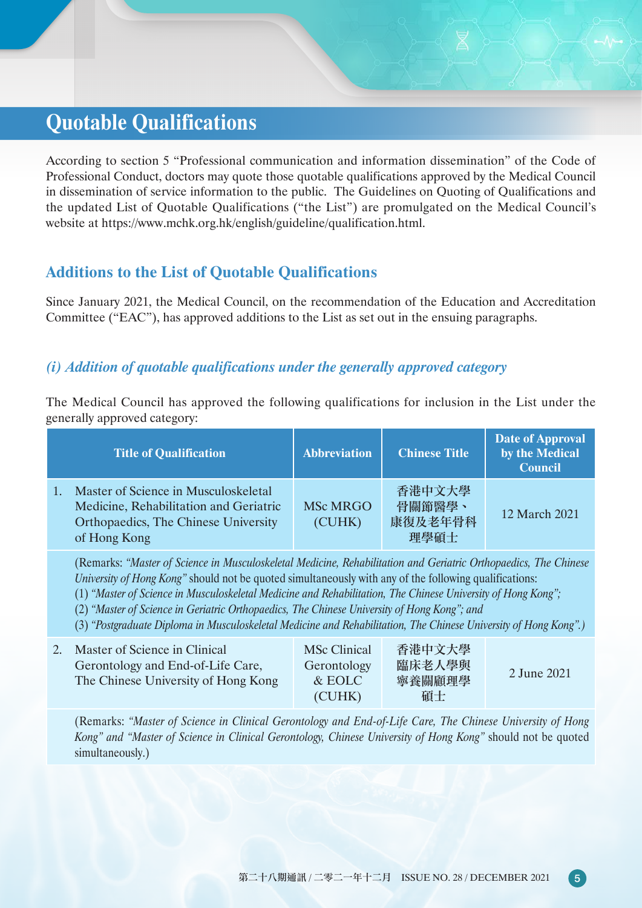# Quotable Qualifications

According to section 5 "Professional communication and information dissemination" of the Code of Professional Conduct, doctors may quote those quotable qualifications approved by the Medical Council in dissemination of service information to the public. The Guidelines on Quoting of Qualifications and the updated List of Quotable Qualifications ("the List") are promulgated on the Medical Council's website at https://www.mchk.org.hk/english/guideline/qualification.html.

## Additions to the List of Quotable Qualifications

Since January 2021, the Medical Council, on the recommendation of the Education and Accreditation Committee ("EAC"), has approved additions to the List as set out in the ensuing paragraphs.

### *(i) Addition of quotable qualifications under the generally approved category*

The Medical Council has approved the following qualifications for inclusion in the List under the generally approved category:

| Title of Qualification | Abbreviation | Chinese Title | Date of Approval by the Medical Council |
|---|---|---|---|
| 1. Master of Science in Musculoskeletal Medicine, Rehabilitation and Geriatric Orthopaedics, The Chinese University of Hong Kong | MSc MRGO (CUHK) | 香港中文大學骨關節醫學、康復及老年骨科理學碩士 | 12 March 2021 |
| (Remarks: *"Master of Science in Musculoskeletal Medicine, Rehabilitation and Geriatric Orthopaedics, The Chinese University of Hong Kong"* should not be quoted simultaneously with any of the following qualifications: (1) *"Master of Science in Musculoskeletal Medicine and Rehabilitation, The Chinese University of Hong Kong"*; (2) *"Master of Science in Geriatric Orthopaedics, The Chinese University of Hong Kong"; and* (3) *"Postgraduate Diploma in Musculoskeletal Medicine and Rehabilitation, The Chinese University of Hong Kong".)* | | | |
| 2. Master of Science in Clinical Gerontology and End-of-Life Care, The Chinese University of Hong Kong | MSc Clinical Gerontology & EOLC (CUHK) | 香港中文大學臨床老人學與寧養關顧理學碩士 | 2 June 2021 |
| (Remarks: *"Master of Science in Clinical Gerontology and End-of-Life Care, The Chinese University of Hong Kong" and "Master of Science in Clinical Gerontology, Chinese University of Hong Kong"* should not be quoted simultaneously.) | | | |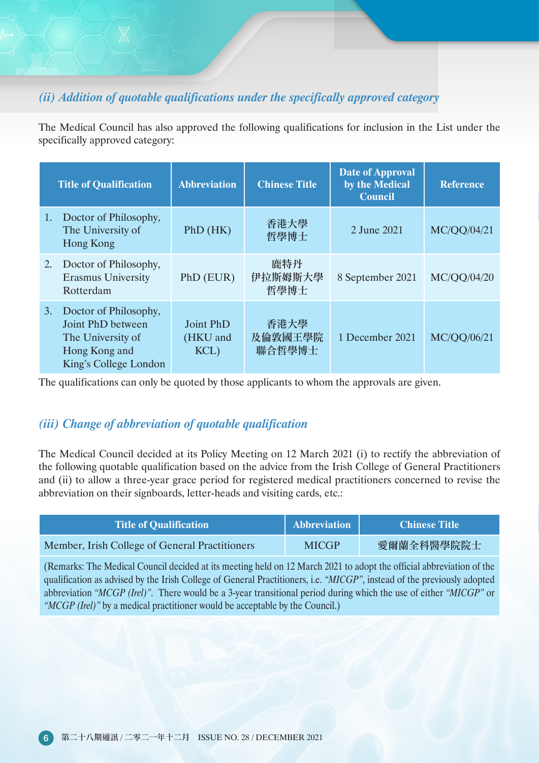### *(ii) Addition of quotable qualifications under the specifically approved category*

The Medical Council has also approved the following qualifications for inclusion in the List under the specifically approved category:

| Title of Qualification | Abbreviation | Chinese Title | Date of Approval by the Medical Council | Reference |
|---|---|---|---|---|
| 1. Doctor of Philosophy, The University of Hong Kong | PhD (HK) | 香港大學 哲學博士 | 2 June 2021 | MC/QQ/04/21 |
| 2. Doctor of Philosophy, Erasmus University Rotterdam | PhD (EUR) | 鹿特丹 伊拉斯姆斯大學 哲學博士 | 8 September 2021 | MC/QQ/04/20 |
| 3. Doctor of Philosophy, Joint PhD between The University of Hong Kong and King's College London | Joint PhD (HKU and KCL) | 香港大學 及倫敦國王學院 聯合哲學博士 | 1 December 2021 | MC/QQ/06/21 |

The qualifications can only be quoted by those applicants to whom the approvals are given.

### *(iii) Change of abbreviation of quotable qualification*

The Medical Council decided at its Policy Meeting on 12 March 2021 (i) to rectify the abbreviation of the following quotable qualification based on the advice from the Irish College of General Practitioners and (ii) to allow a three-year grace period for registered medical practitioners concerned to revise the abbreviation on their signboards, letter-heads and visiting cards, etc.:

| Title of Qualification | Abbreviation | Chinese Title |
|---|---|---|
| Member, Irish College of General Practitioners | MICGP | 愛爾蘭全科醫學院院士 |

(Remarks: The Medical Council decided at its meeting held on 12 March 2021 to adopt the official abbreviation of the qualification as advised by the Irish College of General Practitioners, i.e. *"MICGP"*, instead of the previously adopted abbreviation *"MCGP (Irel)"*. There would be a 3-year transitional period during which the use of either *"MICGP"* or *"MCGP (Irel)"* by a medical practitioner would be acceptable by the Council.)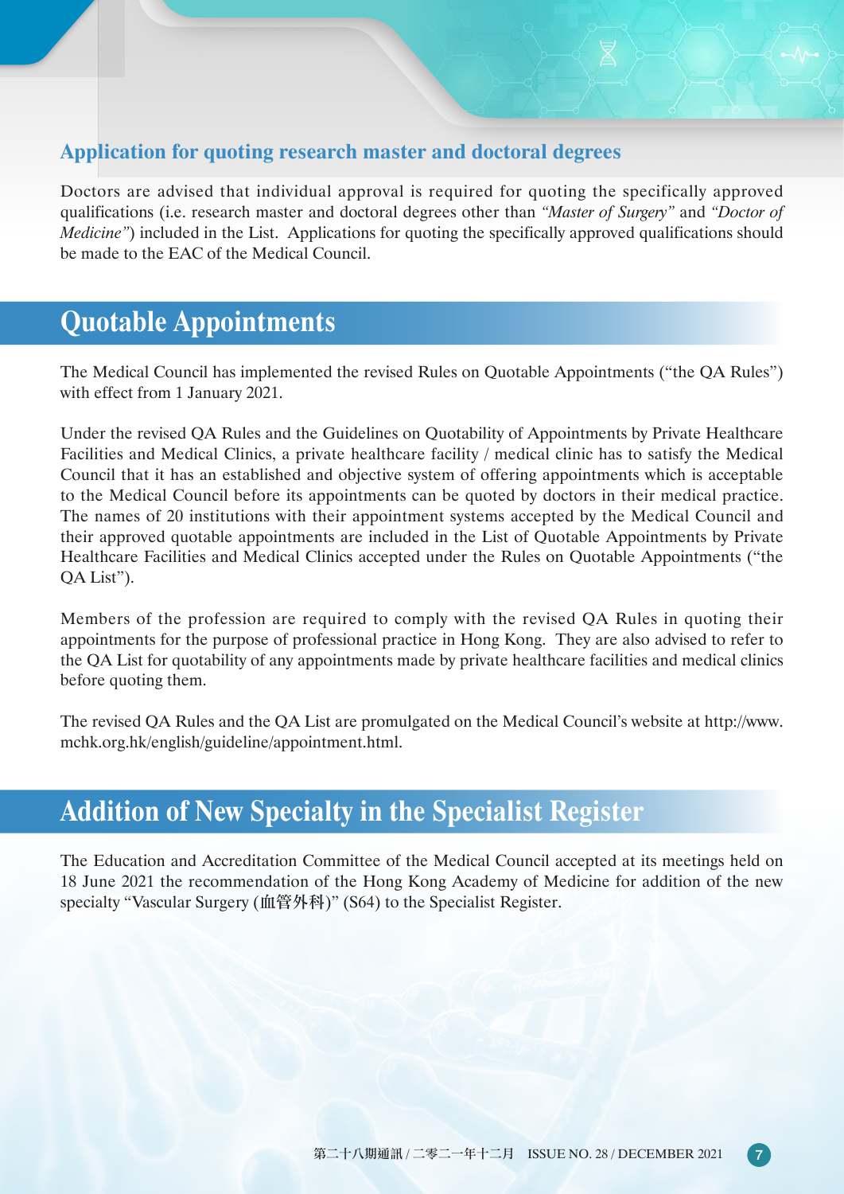### Application for quoting research master and doctoral degrees

Doctors are advised that individual approval is required for quoting the specifically approved qualifications (i.e. research master and doctoral degrees other than *"Master of Surgery"* and *"Doctor of Medicine"*) included in the List. Applications for quoting the specifically approved qualifications should be made to the EAC of the Medical Council.

## Quotable Appointments

The Medical Council has implemented the revised Rules on Quotable Appointments ("the QA Rules") with effect from 1 January 2021.

Under the revised QA Rules and the Guidelines on Quotability of Appointments by Private Healthcare Facilities and Medical Clinics, a private healthcare facility / medical clinic has to satisfy the Medical Council that it has an established and objective system of offering appointments which is acceptable to the Medical Council before its appointments can be quoted by doctors in their medical practice. The names of 20 institutions with their appointment systems accepted by the Medical Council and their approved quotable appointments are included in the List of Quotable Appointments by Private Healthcare Facilities and Medical Clinics accepted under the Rules on Quotable Appointments ("the QA List").

Members of the profession are required to comply with the revised QA Rules in quoting their appointments for the purpose of professional practice in Hong Kong. They are also advised to refer to the QA List for quotability of any appointments made by private healthcare facilities and medical clinics before quoting them.

The revised QA Rules and the QA List are promulgated on the Medical Council's website at http://www.mchk.org.hk/english/guideline/appointment.html.

## Addition of New Specialty in the Specialist Register

The Education and Accreditation Committee of the Medical Council accepted at its meetings held on 18 June 2021 the recommendation of the Hong Kong Academy of Medicine for addition of the new specialty "Vascular Surgery (血管外科)" (S64) to the Specialist Register.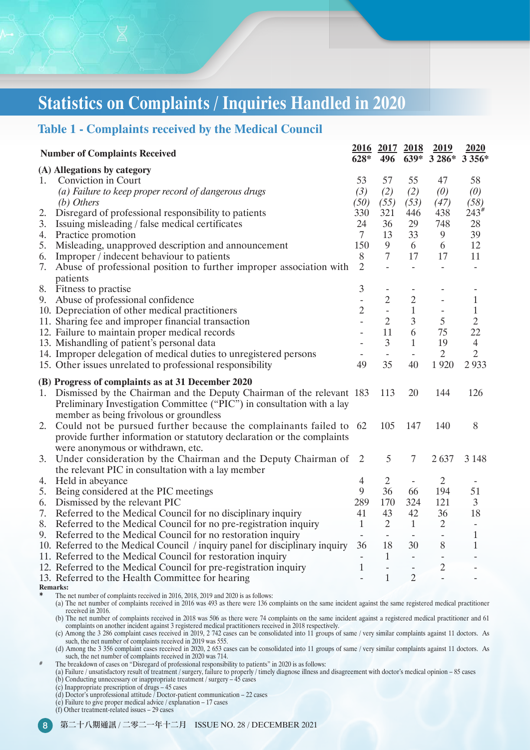# Statistics on Complaints / Inquiries Handled in 2020

## Table 1 - Complaints received by the Medical Council

| Number of Complaints Received | 2016<br>628* | 2017<br>496 | 2018<br>639* | 2019<br>3 286* | 2020<br>3 356* |
|---|---|---|---|---|---|
| **(A) Allegations by category** | | | | | |
| 1. Conviction in Court | 53 | 57 | 55 | 47 | 58 |
| *(a) Failure to keep proper record of dangerous drugs* | *(3)* | *(2)* | *(2)* | *(0)* | *(0)* |
| *(b) Others* | *(50)* | *(55)* | *(53)* | *(47)* | *(58)* |
| 2. Disregard of professional responsibility to patients | 330 | 321 | 446 | 438 | 243# |
| 3. Issuing misleading / false medical certificates | 24 | 36 | 29 | 748 | 28 |
| 4. Practice promotion | 7 | 13 | 33 | 9 | 39 |
| 5. Misleading, unapproved description and announcement | 150 | 9 | 6 | 6 | 12 |
| 6. Improper / indecent behaviour to patients | 8 | 7 | 17 | 17 | 11 |
| 7. Abuse of professional position to further improper association with patients | 2 | - | - | - | - |
| 8. Fitness to practise | 3 | - | - | - | - |
| 9. Abuse of professional confidence | - | 2 | 2 | - | 1 |
| 10. Depreciation of other medical practitioners | 2 | - | 1 | - | 1 |
| 11. Sharing fee and improper financial transaction | - | 2 | 3 | 5 | 2 |
| 12. Failure to maintain proper medical records | - | 11 | 6 | 75 | 22 |
| 13. Mishandling of patient's personal data | - | 3 | 1 | 19 | 4 |
| 14. Improper delegation of medical duties to unregistered persons | - | - | - | 2 | 2 |
| 15. Other issues unrelated to professional responsibility | 49 | 35 | 40 | 1 920 | 2 933 |
| **(B) Progress of complaints as at 31 December 2020** | | | | | |
| 1. Dismissed by the Chairman and the Deputy Chairman of the relevant Preliminary Investigation Committee ("PIC") in consultation with a lay member as being frivolous or groundless | 183 | 113 | 20 | 144 | 126 |
| 2. Could not be pursued further because the complainants failed to provide further information or statutory declaration or the complaints were anonymous or withdrawn, etc. | 62 | 105 | 147 | 140 | 8 |
| 3. Under consideration by the Chairman and the Deputy Chairman of the relevant PIC in consultation with a lay member | 2 | 5 | 7 | 2 637 | 3 148 |
| 4. Held in abeyance | 4 | 2 | - | 2 | - |
| 5. Being considered at the PIC meetings | 9 | 36 | 66 | 194 | 51 |
| 6. Dismissed by the relevant PIC | 289 | 170 | 324 | 121 | 3 |
| 7. Referred to the Medical Council for no disciplinary inquiry | 41 | 43 | 42 | 36 | 18 |
| 8. Referred to the Medical Council for no pre-registration inquiry | 1 | 2 | 1 | 2 | - |
| 9. Referred to the Medical Council for no restoration inquiry | - | - | - | - | 1 |
| 10. Referred to the Medical Council / inquiry panel for disciplinary inquiry | 36 | 18 | 30 | 8 | 1 |
| 11. Referred to the Medical Council for restoration inquiry | - | 1 | - | - | - |
| 12. Referred to the Medical Council for pre-registration inquiry | 1 | - | - | 2 | - |
| 13. Referred to the Health Committee for hearing | - | 1 | 2 | - | - |

**Remarks:**

\* The net number of complaints received in 2016, 2018, 2019 and 2020 is as follows:

(a) The net number of complaints received in 2016 was 493 as there were 136 complaints on the same incident against the same registered medical practitioner received in 2016.

(b) The net number of complaints received in 2018 was 506 as there were 74 complaints on the same incident against a registered medical practitioner and 61 complaints on another incident against 3 registered medical practitioners received in 2018 respectively.

(c) Among the 3 286 complaint cases received in 2019, 2 742 cases can be consolidated into 11 groups of same / very similar complaints against 11 doctors. As such, the net number of complaints received in 2019 was 555.

(d) Among the 3 356 complaint cases received in 2020, 2 653 cases can be consolidated into 11 groups of same / very similar complaints against 11 doctors. As such, the net number of complaints received in 2020 was 714.

\# The breakdown of cases on "Disregard of professional responsibility to patients" in 2020 is as follows:

(a) Failure / unsatisfactory result of treatment / surgery, failure to properly / timely diagnose illness and disagreement with doctor's medical opinion – 85 cases

(b) Conducting unnecessary or inappropriate treatment / surgery – 45 cases

(c) Inappropriate prescription of drugs – 45 cases

(d) Doctor's unprofessional attitude / Doctor-patient communication – 22 cases

(e) Failure to give proper medical advice / explanation – 17 cases

(f) Other treatment-related issues – 29 cases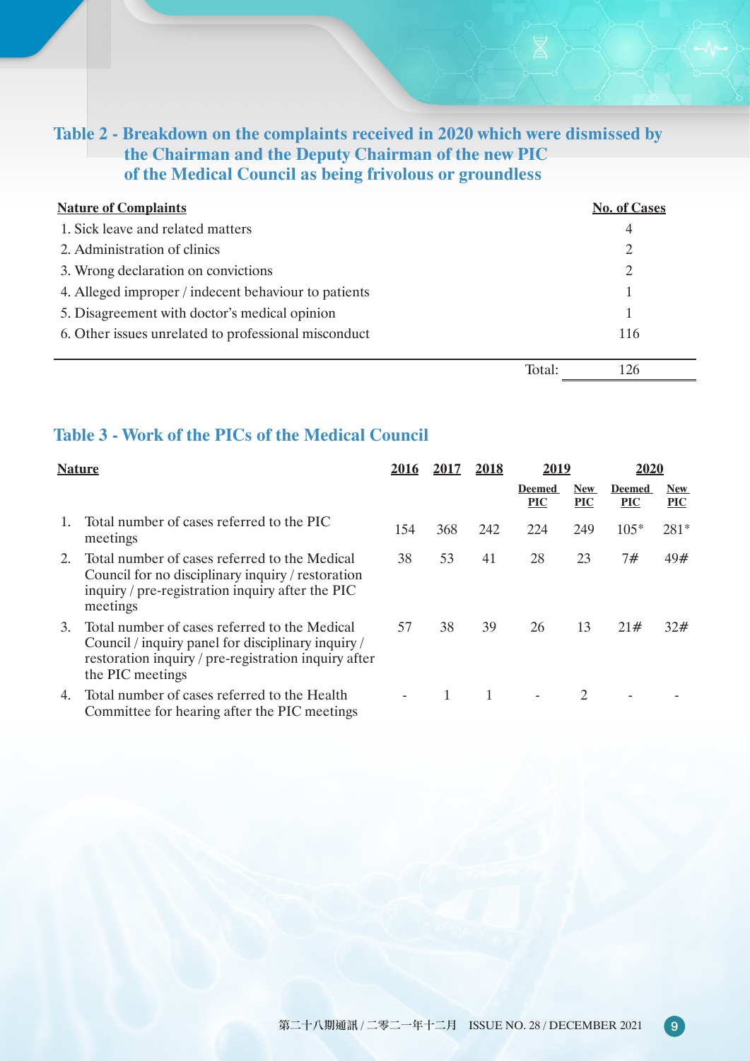## Table 2 - Breakdown on the complaints received in 2020 which were dismissed by the Chairman and the Deputy Chairman of the new PIC of the Medical Council as being frivolous or groundless

| Nature of Complaints | No. of Cases |
|---|---|
| 1. Sick leave and related matters | 4 |
| 2. Administration of clinics | 2 |
| 3. Wrong declaration on convictions | 2 |
| 4. Alleged improper / indecent behaviour to patients | 1 |
| 5. Disagreement with doctor's medical opinion | 1 |
| 6. Other issues unrelated to professional misconduct | 116 |
| Total: | 126 |

## Table 3 - Work of the PICs of the Medical Council

| Nature | 2016 | 2017 | 2018 | 2019 | | 2020 | |
|---|---|---|---|---|---|---|---|
| | | | | Deemed PIC | New PIC | Deemed PIC | New PIC |
| 1. Total number of cases referred to the PIC meetings | 154 | 368 | 242 | 224 | 249 | 105* | 281* |
| 2. Total number of cases referred to the Medical Council for no disciplinary inquiry / restoration inquiry / pre-registration inquiry after the PIC meetings | 38 | 53 | 41 | 28 | 23 | 7# | 49# |
| 3. Total number of cases referred to the Medical Council / inquiry panel for disciplinary inquiry / restoration inquiry / pre-registration inquiry after the PIC meetings | 57 | 38 | 39 | 26 | 13 | 21# | 32# |
| 4. Total number of cases referred to the Health Committee for hearing after the PIC meetings | - | 1 | 1 | - | 2 | - | - |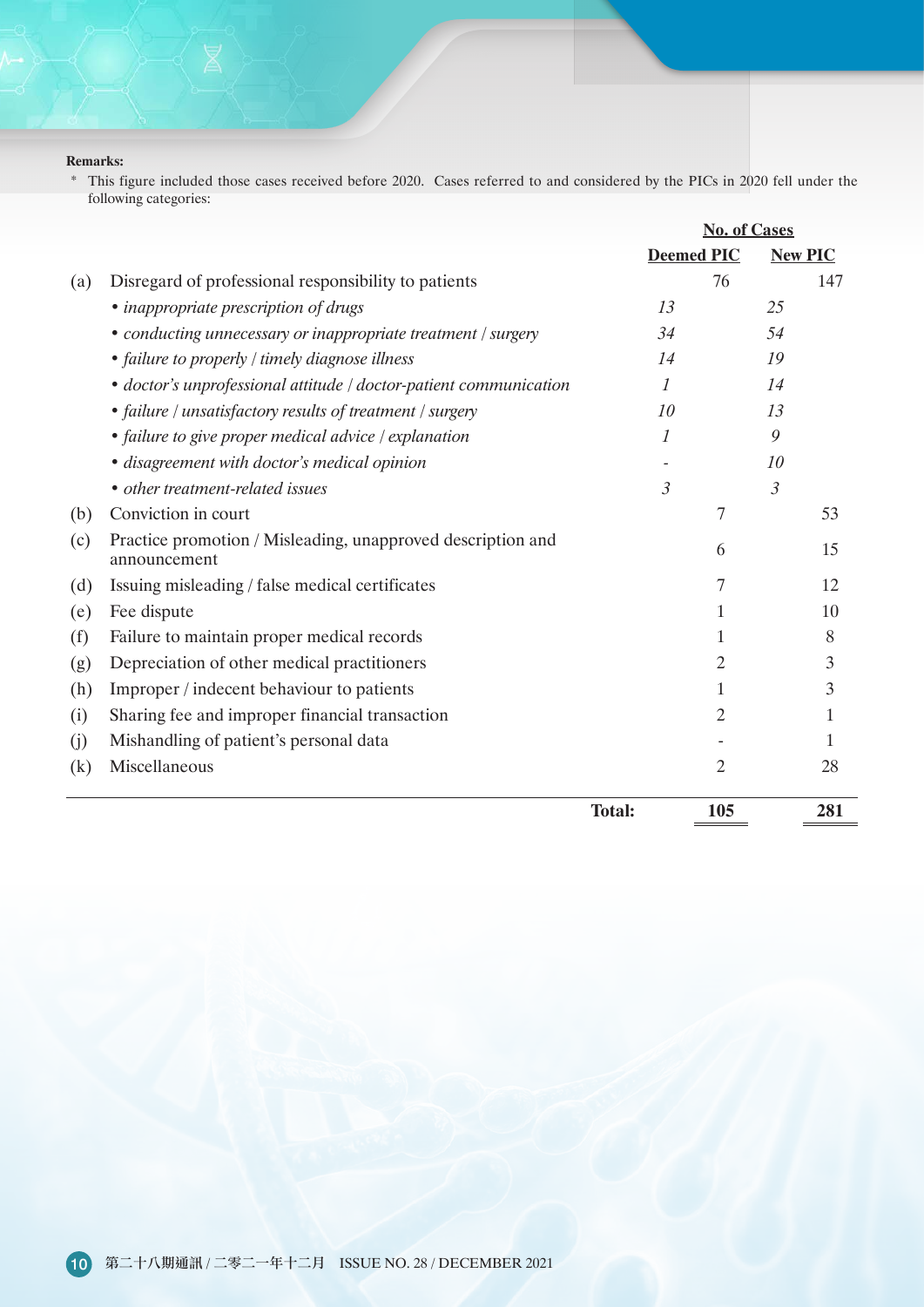**Remarks:**

\* This figure included those cases received before 2020. Cases referred to and considered by the PICs in 2020 fell under the following categories:

| | | No. of Cases | | | |
|---|---|---|---|---|---|
| | | Deemed PIC | | New PIC | |
| (a) | Disregard of professional responsibility to patients | | 76 | | 147 |
| | • *inappropriate prescription of drugs* | *13* | | *25* | |
| | • *conducting unnecessary or inappropriate treatment / surgery* | *34* | | *54* | |
| | • *failure to properly / timely diagnose illness* | *14* | | *19* | |
| | • *doctor's unprofessional attitude / doctor-patient communication* | *1* | | *14* | |
| | • *failure / unsatisfactory results of treatment / surgery* | *10* | | *13* | |
| | • *failure to give proper medical advice / explanation* | *1* | | *9* | |
| | • *disagreement with doctor's medical opinion* | *-* | | *10* | |
| | • *other treatment-related issues* | *3* | | *3* | |
| (b) | Conviction in court | | 7 | | 53 |
| (c) | Practice promotion / Misleading, unapproved description and announcement | | 6 | | 15 |
| (d) | Issuing misleading / false medical certificates | | 7 | | 12 |
| (e) | Fee dispute | | 1 | | 10 |
| (f) | Failure to maintain proper medical records | | 1 | | 8 |
| (g) | Depreciation of other medical practitioners | | 2 | | 3 |
| (h) | Improper / indecent behaviour to patients | | 1 | | 3 |
| (i) | Sharing fee and improper financial transaction | | 2 | | 1 |
| (j) | Mishandling of patient's personal data | | - | | 1 |
| (k) | Miscellaneous | | 2 | | 28 |
| | **Total:** | | **105** | | **281** |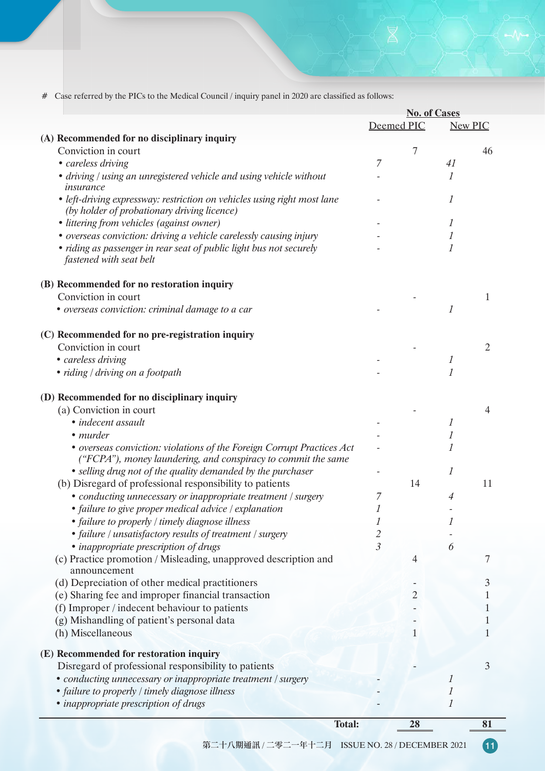\# Case referred by the PICs to the Medical Council / inquiry panel in 2020 are classified as follows:

| | No. of Cases | | | |
|---|---|---|---|---|
| | Deemed PIC | | New PIC | |
| **(A) Recommended for no disciplinary inquiry** | | | | |
| Conviction in court | | 7 | | 46 |
| • *careless driving* | *7* | | *41* | |
| • *driving / using an unregistered vehicle and using vehicle without insurance* | - | | *1* | |
| • *left-driving expressway: restriction on vehicles using right most lane (by holder of probationary driving licence)* | - | | *1* | |
| • *littering from vehicles (against owner)* | - | | *1* | |
| • *overseas conviction: driving a vehicle carelessly causing injury* | - | | *1* | |
| • *riding as passenger in rear seat of public light bus not securely fastened with seat belt* | - | | *1* | |
| **(B) Recommended for no restoration inquiry** | | | | |
| Conviction in court | | - | | 1 |
| • *overseas conviction: criminal damage to a car* | - | | *1* | |
| **(C) Recommended for no pre-registration inquiry** | | | | |
| Conviction in court | | - | | 2 |
| • *careless driving* | - | | *1* | |
| • *riding / driving on a footpath* | - | | *1* | |
| **(D) Recommended for no disciplinary inquiry** | | | | |
| (a) Conviction in court | | - | | 4 |
| • *indecent assault* | - | | *1* | |
| • *murder* | - | | *1* | |
| • *overseas conviction: violations of the Foreign Corrupt Practices Act ("FCPA"), money laundering, and conspiracy to commit the same* | - | | *1* | |
| • *selling drug not of the quality demanded by the purchaser* | - | | *1* | |
| (b) Disregard of professional responsibility to patients | | 14 | | 11 |
| • *conducting unnecessary or inappropriate treatment / surgery* | *7* | | *4* | |
| • *failure to give proper medical advice / explanation* | *1* | | - | |
| • *failure to properly / timely diagnose illness* | *1* | | *1* | |
| • *failure / unsatisfactory results of treatment / surgery* | *2* | | - | |
| • *inappropriate prescription of drugs* | *3* | | *6* | |
| (c) Practice promotion / Misleading, unapproved description and announcement | | 4 | | 7 |
| (d) Depreciation of other medical practitioners | | - | | 3 |
| (e) Sharing fee and improper financial transaction | | 2 | | 1 |
| (f) Improper / indecent behaviour to patients | | - | | 1 |
| (g) Mishandling of patient's personal data | | - | | 1 |
| (h) Miscellaneous | | 1 | | 1 |
| **(E) Recommended for restoration inquiry** | | | | |
| Disregard of professional responsibility to patients | | - | | 3 |
| • *conducting unnecessary or inappropriate treatment / surgery* | - | | *1* | |
| • *failure to properly / timely diagnose illness* | - | | *1* | |
| • *inappropriate prescription of drugs* | - | | *1* | |
| **Total:** | | **28** | | **81** |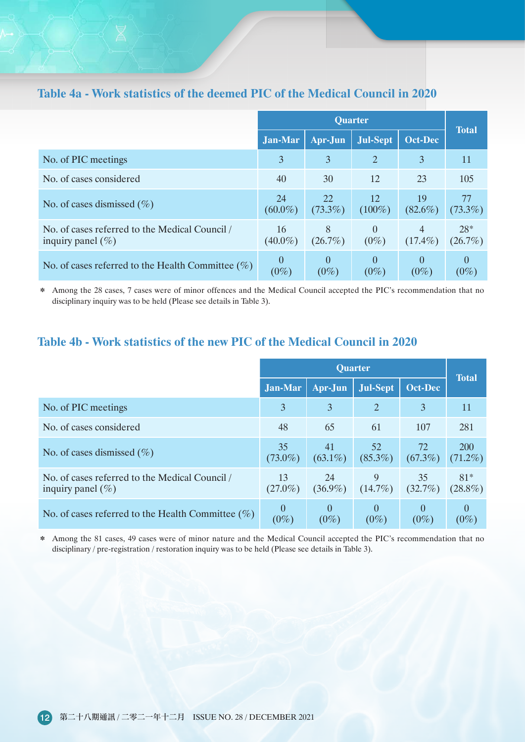## Table 4a - Work statistics of the deemed PIC of the Medical Council in 2020

| | Quarter | | | | Total |
|---|---|---|---|---|---|
| | Jan-Mar | Apr-Jun | Jul-Sept | Oct-Dec | |
| No. of PIC meetings | 3 | 3 | 2 | 3 | 11 |
| No. of cases considered | 40 | 30 | 12 | 23 | 105 |
| No. of cases dismissed (%) | 24 (60.0%) | 22 (73.3%) | 12 (100%) | 19 (82.6%) | 77 (73.3%) |
| No. of cases referred to the Medical Council / inquiry panel (%) | 16 (40.0%) | 8 (26.7%) | 0 (0%) | 4 (17.4%) | 28* (26.7%) |
| No. of cases referred to the Health Committee (%) | 0 (0%) | 0 (0%) | 0 (0%) | 0 (0%) | 0 (0%) |

\* Among the 28 cases, 7 cases were of minor offences and the Medical Council accepted the PIC's recommendation that no disciplinary inquiry was to be held (Please see details in Table 3).

## Table 4b - Work statistics of the new PIC of the Medical Council in 2020

| | Quarter | | | | Total |
|---|---|---|---|---|---|
| | Jan-Mar | Apr-Jun | Jul-Sept | Oct-Dec | |
| No. of PIC meetings | 3 | 3 | 2 | 3 | 11 |
| No. of cases considered | 48 | 65 | 61 | 107 | 281 |
| No. of cases dismissed (%) | 35 (73.0%) | 41 (63.1%) | 52 (85.3%) | 72 (67.3%) | 200 (71.2%) |
| No. of cases referred to the Medical Council / inquiry panel (%) | 13 (27.0%) | 24 (36.9%) | 9 (14.7%) | 35 (32.7%) | 81* (28.8%) |
| No. of cases referred to the Health Committee (%) | 0 (0%) | 0 (0%) | 0 (0%) | 0 (0%) | 0 (0%) |

\* Among the 81 cases, 49 cases were of minor nature and the Medical Council accepted the PIC's recommendation that no disciplinary / pre-registration / restoration inquiry was to be held (Please see details in Table 3).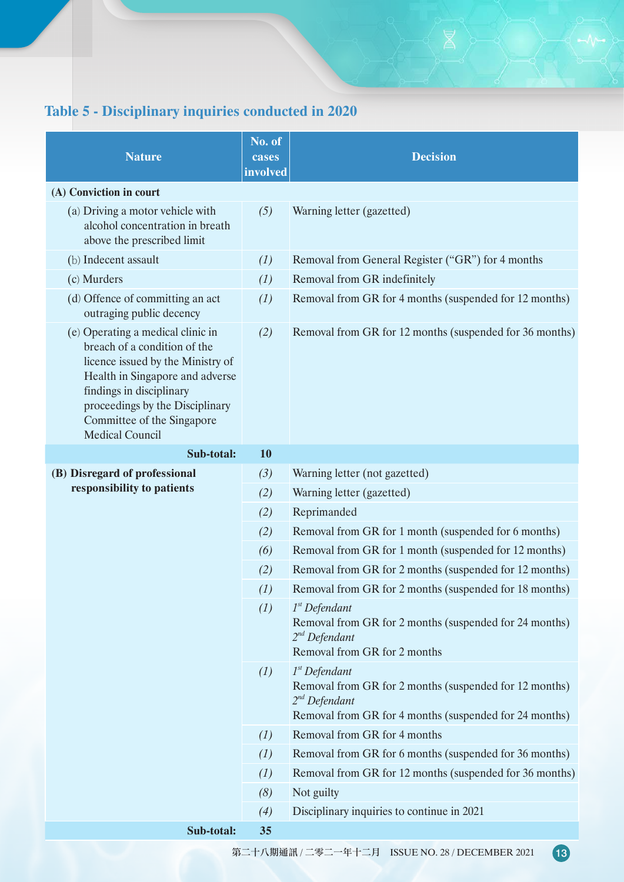## Table 5 - Disciplinary inquiries conducted in 2020

| Nature | No. of cases involved | Decision |
|---|---|---|
| **(A) Conviction in court** | | |
| (a) Driving a motor vehicle with alcohol concentration in breath above the prescribed limit | *(5)* | Warning letter (gazetted) |
| (b) Indecent assault | *(1)* | Removal from General Register ("GR") for 4 months |
| (c) Murders | *(1)* | Removal from GR indefinitely |
| (d) Offence of committing an act outraging public decency | *(1)* | Removal from GR for 4 months (suspended for 12 months) |
| (e) Operating a medical clinic in breach of a condition of the licence issued by the Ministry of Health in Singapore and adverse findings in disciplinary proceedings by the Disciplinary Committee of the Singapore Medical Council | *(2)* | Removal from GR for 12 months (suspended for 36 months) |
| **Sub-total:** | **10** | |
| **(B) Disregard of professional responsibility to patients** | *(3)* | Warning letter (not gazetted) |
| | *(2)* | Warning letter (gazetted) |
| | *(2)* | Reprimanded |
| | *(2)* | Removal from GR for 1 month (suspended for 6 months) |
| | *(6)* | Removal from GR for 1 month (suspended for 12 months) |
| | *(2)* | Removal from GR for 2 months (suspended for 12 months) |
| | *(1)* | Removal from GR for 2 months (suspended for 18 months) |
| | *(1)* | *1st Defendant* Removal from GR for 2 months (suspended for 24 months) *2nd Defendant* Removal from GR for 2 months |
| | *(1)* | *1st Defendant* Removal from GR for 2 months (suspended for 12 months) *2nd Defendant* Removal from GR for 4 months (suspended for 24 months) |
| | *(1)* | Removal from GR for 4 months |
| | *(1)* | Removal from GR for 6 months (suspended for 36 months) |
| | *(1)* | Removal from GR for 12 months (suspended for 36 months) |
| | *(8)* | Not guilty |
| | *(4)* | Disciplinary inquiries to continue in 2021 |
| **Sub-total:** | **35** | |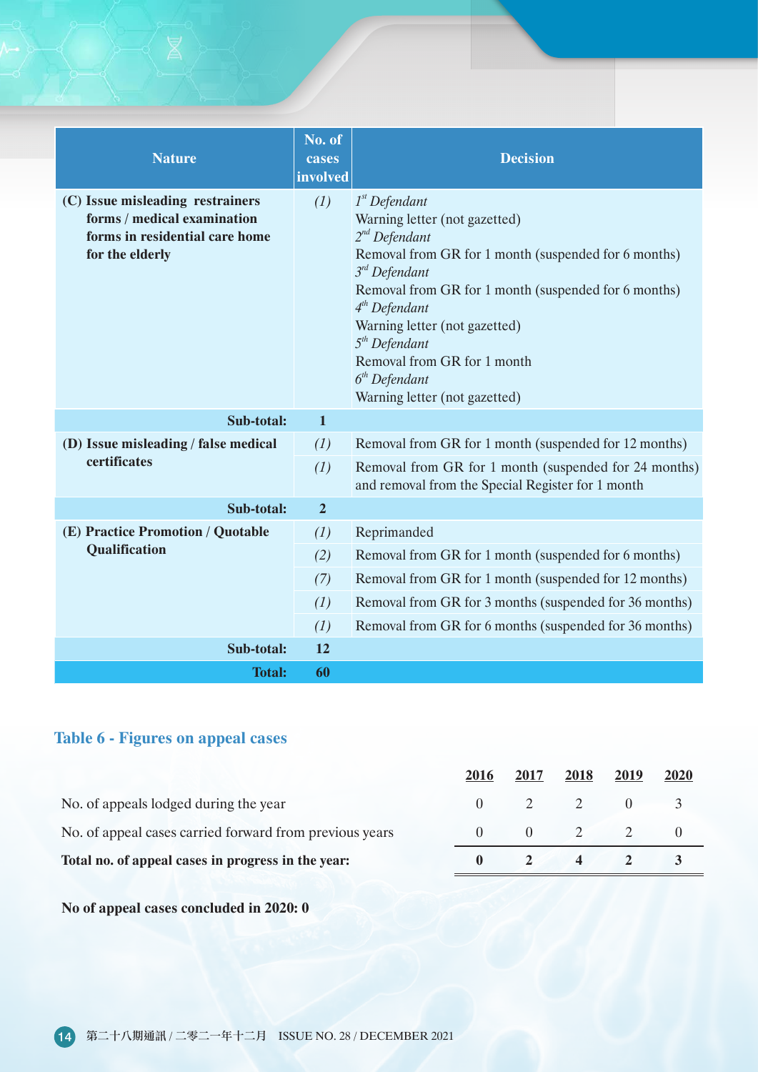| Nature | No. of cases involved | Decision |
|---|---|---|
| **(C) Issue misleading restrainers forms / medical examination forms in residential care home for the elderly** | *(1)* | *1st Defendant* <br> Warning letter (not gazetted) <br> *2nd Defendant* <br> Removal from GR for 1 month (suspended for 6 months) <br> *3rd Defendant* <br> Removal from GR for 1 month (suspended for 6 months) <br> *4th Defendant* <br> Warning letter (not gazetted) <br> *5th Defendant* <br> Removal from GR for 1 month <br> *6th Defendant* <br> Warning letter (not gazetted) |
| **Sub-total:** | **1** | |
| **(D) Issue misleading / false medical certificates** | *(1)* | Removal from GR for 1 month (suspended for 12 months) |
| | *(1)* | Removal from GR for 1 month (suspended for 24 months) and removal from the Special Register for 1 month |
| **Sub-total:** | **2** | |
| **(E) Practice Promotion / Quotable Qualification** | *(1)* | Reprimanded |
| | *(2)* | Removal from GR for 1 month (suspended for 6 months) |
| | *(7)* | Removal from GR for 1 month (suspended for 12 months) |
| | *(1)* | Removal from GR for 3 months (suspended for 36 months) |
| | *(1)* | Removal from GR for 6 months (suspended for 36 months) |
| **Sub-total:** | **12** | |
| **Total:** | **60** | |

## Table 6 - Figures on appeal cases

| | 2016 | 2017 | 2018 | 2019 | 2020 |
|---|---|---|---|---|---|
| No. of appeals lodged during the year | 0 | 2 | 2 | 0 | 3 |
| No. of appeal cases carried forward from previous years | 0 | 0 | 2 | 2 | 0 |
| **Total no. of appeal cases in progress in the year:** | **0** | **2** | **4** | **2** | **3** |

**No of appeal cases concluded in 2020: 0**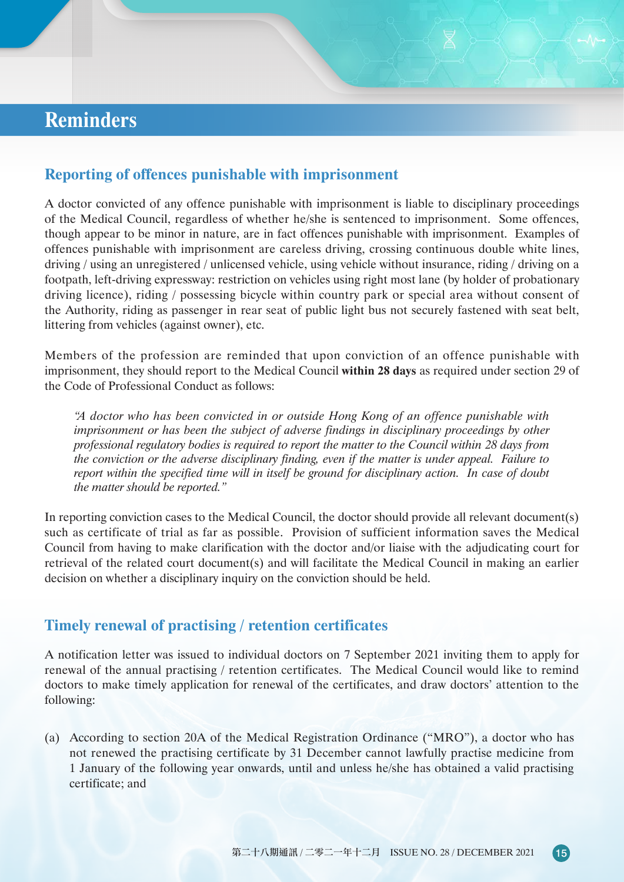# Reminders

## Reporting of offences punishable with imprisonment

A doctor convicted of any offence punishable with imprisonment is liable to disciplinary proceedings of the Medical Council, regardless of whether he/she is sentenced to imprisonment. Some offences, though appear to be minor in nature, are in fact offences punishable with imprisonment. Examples of offences punishable with imprisonment are careless driving, crossing continuous double white lines, driving / using an unregistered / unlicensed vehicle, using vehicle without insurance, riding / driving on a footpath, left-driving expressway: restriction on vehicles using right most lane (by holder of probationary driving licence), riding / possessing bicycle within country park or special area without consent of the Authority, riding as passenger in rear seat of public light bus not securely fastened with seat belt, littering from vehicles (against owner), etc.

Members of the profession are reminded that upon conviction of an offence punishable with imprisonment, they should report to the Medical Council **within 28 days** as required under section 29 of the Code of Professional Conduct as follows:

> *"A doctor who has been convicted in or outside Hong Kong of an offence punishable with imprisonment or has been the subject of adverse findings in disciplinary proceedings by other professional regulatory bodies is required to report the matter to the Council within 28 days from the conviction or the adverse disciplinary finding, even if the matter is under appeal. Failure to report within the specified time will in itself be ground for disciplinary action. In case of doubt the matter should be reported."*

In reporting conviction cases to the Medical Council, the doctor should provide all relevant document(s) such as certificate of trial as far as possible. Provision of sufficient information saves the Medical Council from having to make clarification with the doctor and/or liaise with the adjudicating court for retrieval of the related court document(s) and will facilitate the Medical Council in making an earlier decision on whether a disciplinary inquiry on the conviction should be held.

## Timely renewal of practising / retention certificates

A notification letter was issued to individual doctors on 7 September 2021 inviting them to apply for renewal of the annual practising / retention certificates. The Medical Council would like to remind doctors to make timely application for renewal of the certificates, and draw doctors' attention to the following:

(a) According to section 20A of the Medical Registration Ordinance ("MRO"), a doctor who has not renewed the practising certificate by 31 December cannot lawfully practise medicine from 1 January of the following year onwards, until and unless he/she has obtained a valid practising certificate; and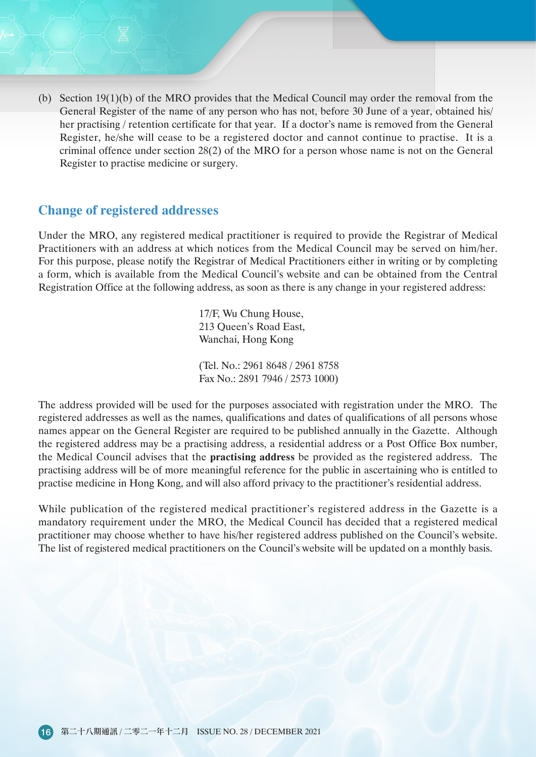(b) Section 19(1)(b) of the MRO provides that the Medical Council may order the removal from the General Register of the name of any person who has not, before 30 June of a year, obtained his/her practising / retention certificate for that year. If a doctor's name is removed from the General Register, he/she will cease to be a registered doctor and cannot continue to practise. It is a criminal offence under section 28(2) of the MRO for a person whose name is not on the General Register to practise medicine or surgery.

## Change of registered addresses

Under the MRO, any registered medical practitioner is required to provide the Registrar of Medical Practitioners with an address at which notices from the Medical Council may be served on him/her. For this purpose, please notify the Registrar of Medical Practitioners either in writing or by completing a form, which is available from the Medical Council's website and can be obtained from the Central Registration Office at the following address, as soon as there is any change in your registered address:

17/F, Wu Chung House,
213 Queen's Road East,
Wanchai, Hong Kong

(Tel. No.: 2961 8648 / 2961 8758
Fax No.: 2891 7946 / 2573 1000)

The address provided will be used for the purposes associated with registration under the MRO. The registered addresses as well as the names, qualifications and dates of qualifications of all persons whose names appear on the General Register are required to be published annually in the Gazette. Although the registered address may be a practising address, a residential address or a Post Office Box number, the Medical Council advises that the **practising address** be provided as the registered address. The practising address will be of more meaningful reference for the public in ascertaining who is entitled to practise medicine in Hong Kong, and will also afford privacy to the practitioner's residential address.

While publication of the registered medical practitioner's registered address in the Gazette is a mandatory requirement under the MRO, the Medical Council has decided that a registered medical practitioner may choose whether to have his/her registered address published on the Council's website. The list of registered medical practitioners on the Council's website will be updated on a monthly basis.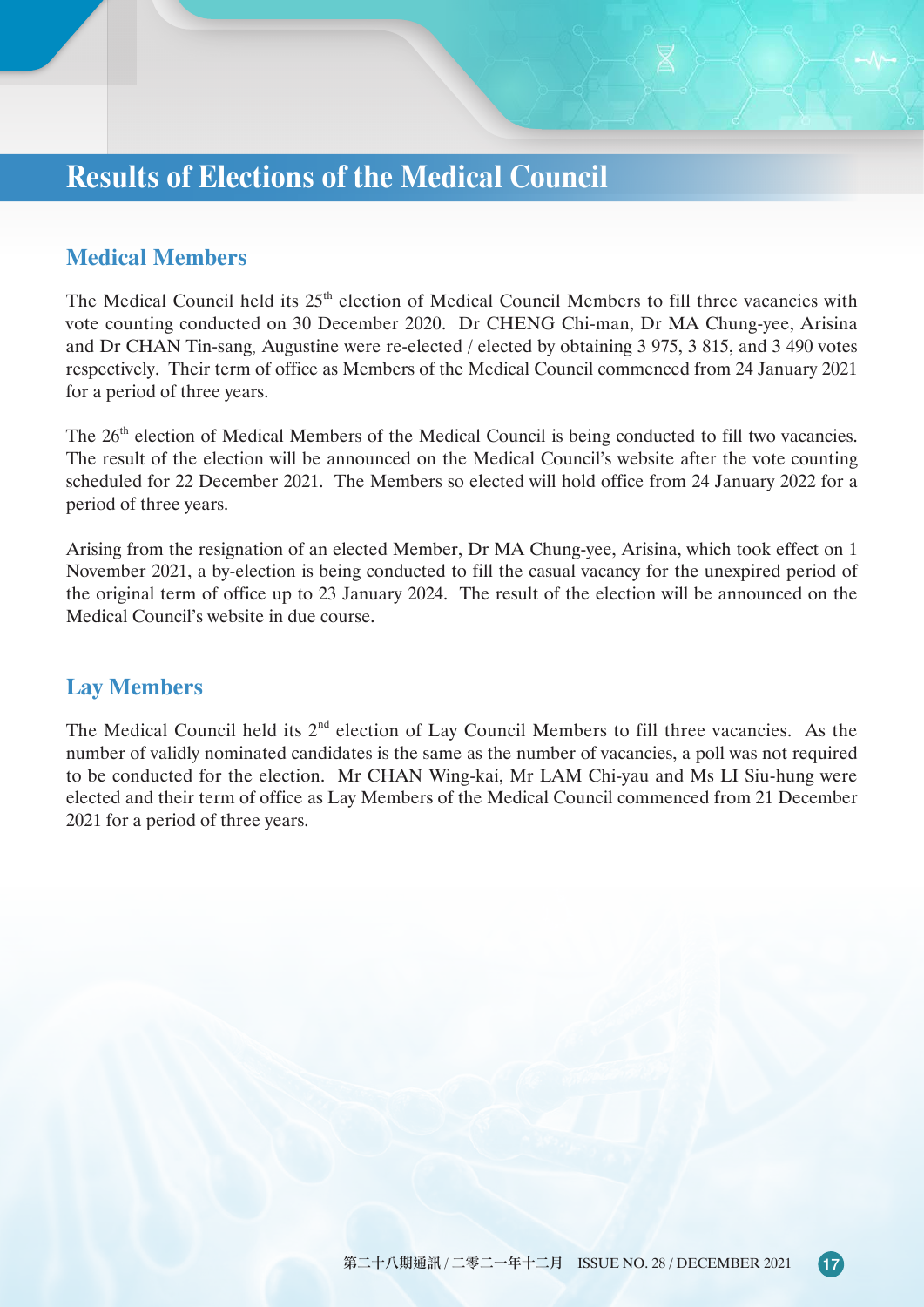# Results of Elections of the Medical Council

## Medical Members

The Medical Council held its 25th election of Medical Council Members to fill three vacancies with vote counting conducted on 30 December 2020. Dr CHENG Chi-man, Dr MA Chung-yee, Arisina and Dr CHAN Tin-sang, Augustine were re-elected / elected by obtaining 3 975, 3 815, and 3 490 votes respectively. Their term of office as Members of the Medical Council commenced from 24 January 2021 for a period of three years.

The 26th election of Medical Members of the Medical Council is being conducted to fill two vacancies. The result of the election will be announced on the Medical Council's website after the vote counting scheduled for 22 December 2021. The Members so elected will hold office from 24 January 2022 for a period of three years.

Arising from the resignation of an elected Member, Dr MA Chung-yee, Arisina, which took effect on 1 November 2021, a by-election is being conducted to fill the casual vacancy for the unexpired period of the original term of office up to 23 January 2024. The result of the election will be announced on the Medical Council's website in due course.

## Lay Members

The Medical Council held its 2nd election of Lay Council Members to fill three vacancies. As the number of validly nominated candidates is the same as the number of vacancies, a poll was not required to be conducted for the election. Mr CHAN Wing-kai, Mr LAM Chi-yau and Ms LI Siu-hung were elected and their term of office as Lay Members of the Medical Council commenced from 21 December 2021 for a period of three years.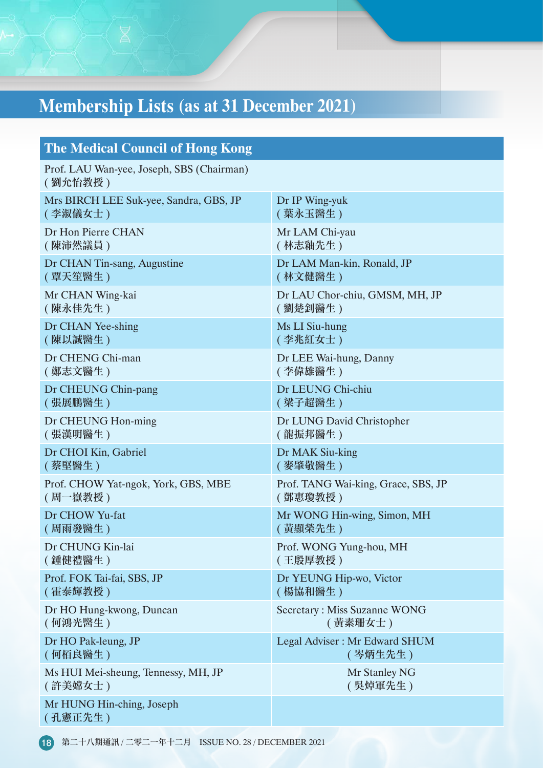# Membership Lists (as at 31 December 2021)

## The Medical Council of Hong Kong

| | |
|---|---|
| Prof. LAU Wan-yee, Joseph, SBS (Chairman)<br>( 劉允怡教授 ) | |
| Mrs BIRCH LEE Suk-yee, Sandra, GBS, JP<br>( 李淑儀女士 ) | Dr IP Wing-yuk<br>( 葉永玉醫生 ) |
| Dr Hon Pierre CHAN<br>( 陳沛然議員 ) | Mr LAM Chi-yau<br>( 林志釉先生 ) |
| Dr CHAN Tin-sang, Augustine<br>( 覃天笙醫生 ) | Dr LAM Man-kin, Ronald, JP<br>( 林文健醫生 ) |
| Mr CHAN Wing-kai<br>( 陳永佳先生 ) | Dr LAU Chor-chiu, GMSM, MH, JP<br>( 劉楚釗醫生 ) |
| Dr CHAN Yee-shing<br>( 陳以誠醫生 ) | Ms LI Siu-hung<br>( 李兆紅女士 ) |
| Dr CHENG Chi-man<br>( 鄭志文醫生 ) | Dr LEE Wai-hung, Danny<br>( 李偉雄醫生 ) |
| Dr CHEUNG Chin-pang<br>( 張展鵬醫生 ) | Dr LEUNG Chi-chiu<br>( 梁子超醫生 ) |
| Dr CHEUNG Hon-ming<br>( 張漢明醫生 ) | Dr LUNG David Christopher<br>( 龍振邦醫生 ) |
| Dr CHOI Kin, Gabriel<br>( 蔡堅醫生 ) | Dr MAK Siu-king<br>( 麥肇敬醫生 ) |
| Prof. CHOW Yat-ngok, York, GBS, MBE<br>( 周一嶽教授 ) | Prof. TANG Wai-king, Grace, SBS, JP<br>( 鄧惠瓊教授 ) |
| Dr CHOW Yu-fat<br>( 周雨發醫生 ) | Mr WONG Hin-wing, Simon, MH<br>( 黃顯榮先生 ) |
| Dr CHUNG Kin-lai<br>( 鍾健禮醫生 ) | Prof. WONG Yung-hou, MH<br>( 王殷厚教授 ) |
| Prof. FOK Tai-fai, SBS, JP<br>( 霍泰輝教授 ) | Dr YEUNG Hip-wo, Victor<br>( 楊協和醫生 ) |
| Dr HO Hung-kwong, Duncan<br>( 何鴻光醫生 ) | Secretary : Miss Suzanne WONG<br>( 黃素珊女士 ) |
| Dr HO Pak-leung, JP<br>( 何栢良醫生 ) | Legal Adviser : Mr Edward SHUM<br>( 岑炳生先生 ) |
| Ms HUI Mei-sheung, Tennessy, MH, JP<br>( 許美嫦女士 ) | Mr Stanley NG<br>( 吳焯軍先生 ) |
| Mr HUNG Hin-ching, Joseph<br>( 孔憲正先生 ) | |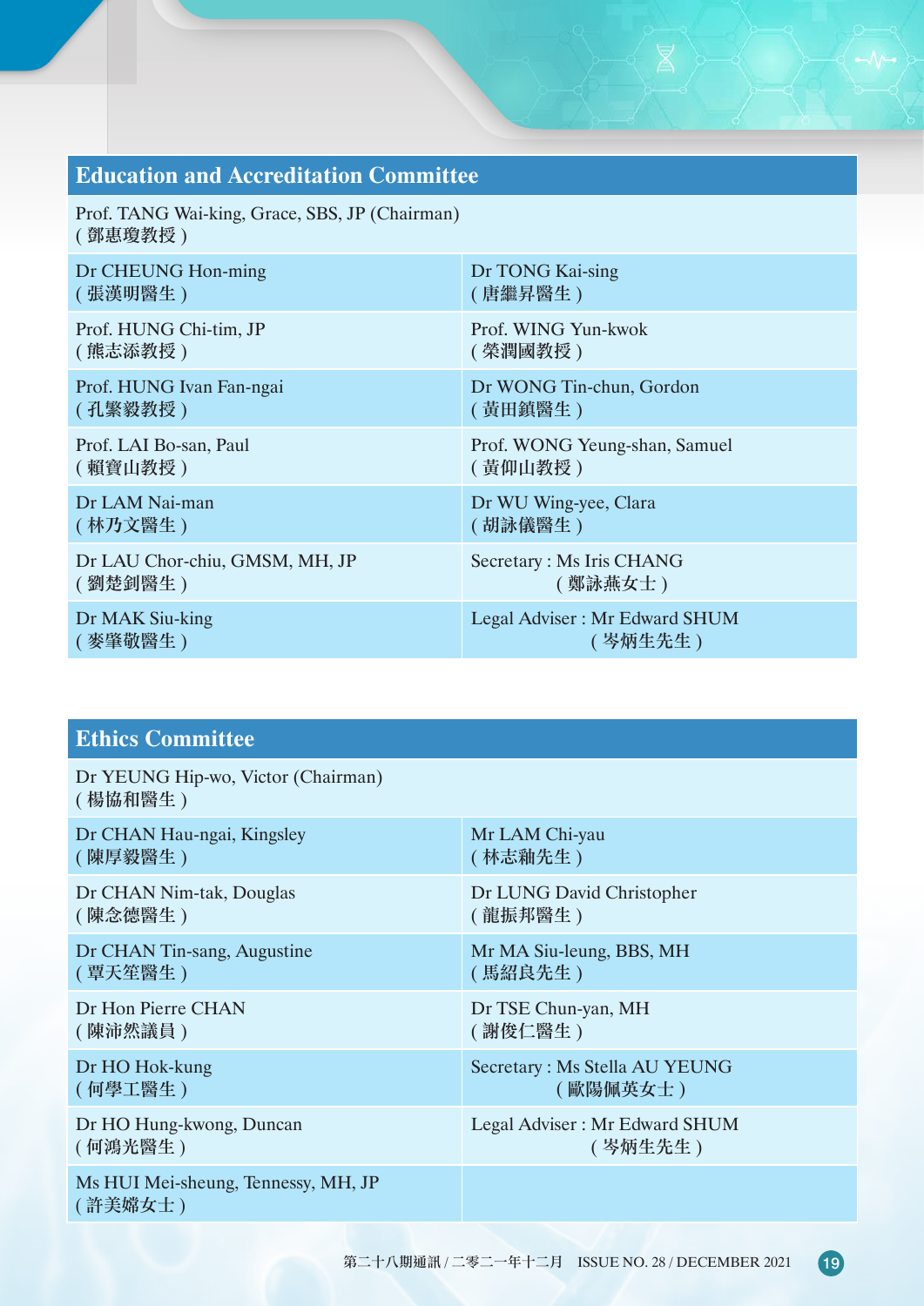## Education and Accreditation Committee

Prof. TANG Wai-king, Grace, SBS, JP (Chairman)
( 鄧惠瓊教授 )

| | |
|---|---|
| Dr CHEUNG Hon-ming ( 張漢明醫生 ) | Dr TONG Kai-sing ( 唐繼昇醫生 ) |
| Prof. HUNG Chi-tim, JP ( 熊志添教授 ) | Prof. WING Yun-kwok ( 榮潤國教授 ) |
| Prof. HUNG Ivan Fan-ngai ( 孔繁毅教授 ) | Dr WONG Tin-chun, Gordon ( 黃田鎮醫生 ) |
| Prof. LAI Bo-san, Paul ( 賴寶山教授 ) | Prof. WONG Yeung-shan, Samuel ( 黃仰山教授 ) |
| Dr LAM Nai-man ( 林乃文醫生 ) | Dr WU Wing-yee, Clara ( 胡詠儀醫生 ) |
| Dr LAU Chor-chiu, GMSM, MH, JP ( 劉楚釗醫生 ) | Secretary : Ms Iris CHANG ( 鄭詠燕女士 ) |
| Dr MAK Siu-king ( 麥肇敬醫生 ) | Legal Adviser : Mr Edward SHUM ( 岑炳生先生 ) |

## Ethics Committee

Dr YEUNG Hip-wo, Victor (Chairman)
( 楊協和醫生 )

| | |
|---|---|
| Dr CHAN Hau-ngai, Kingsley ( 陳厚毅醫生 ) | Mr LAM Chi-yau ( 林志釉先生 ) |
| Dr CHAN Nim-tak, Douglas ( 陳念德醫生 ) | Dr LUNG David Christopher ( 龍振邦醫生 ) |
| Dr CHAN Tin-sang, Augustine ( 覃天笙醫生 ) | Mr MA Siu-leung, BBS, MH ( 馬紹良先生 ) |
| Dr Hon Pierre CHAN ( 陳沛然議員 ) | Dr TSE Chun-yan, MH ( 謝俊仁醫生 ) |
| Dr HO Hok-kung ( 何學工醫生 ) | Secretary : Ms Stella AU YEUNG ( 歐陽佩英女士 ) |
| Dr HO Hung-kwong, Duncan ( 何鴻光醫生 ) | Legal Adviser : Mr Edward SHUM ( 岑炳生先生 ) |
| Ms HUI Mei-sheung, Tennessy, MH, JP ( 許美嫦女士 ) | |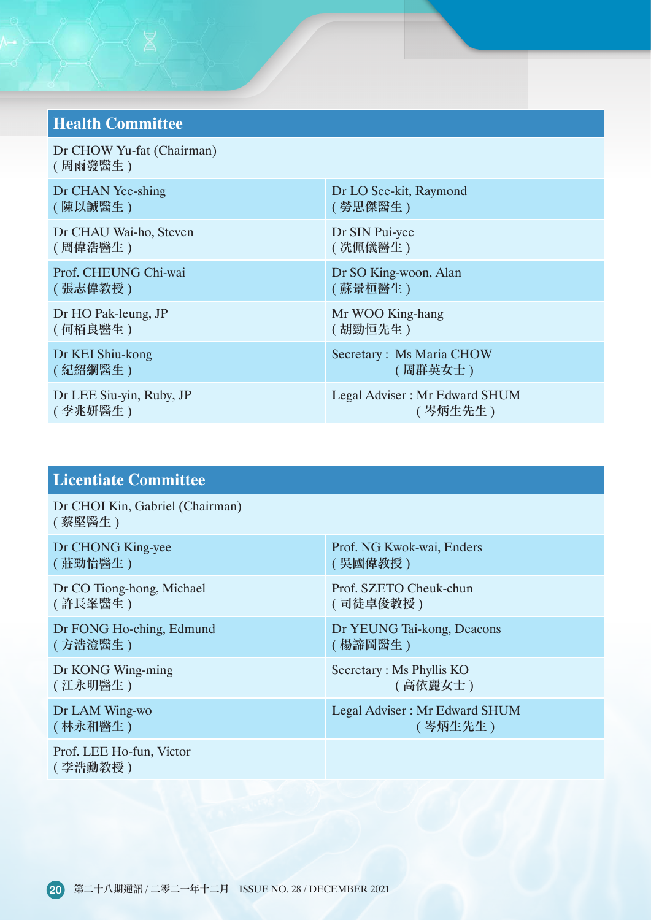## Health Committee

| | |
|---|---|
| Dr CHOW Yu-fat (Chairman)<br>( 周雨發醫生 ) | |
| Dr CHAN Yee-shing<br>( 陳以誠醫生 ) | Dr LO See-kit, Raymond<br>( 勞思傑醫生 ) |
| Dr CHAU Wai-ho, Steven<br>( 周偉浩醫生 ) | Dr SIN Pui-yee<br>( 冼佩儀醫生 ) |
| Prof. CHEUNG Chi-wai<br>( 張志偉教授 ) | Dr SO King-woon, Alan<br>( 蘇景桓醫生 ) |
| Dr HO Pak-leung, JP<br>( 何栢良醫生 ) | Mr WOO King-hang<br>( 胡勁恒先生 ) |
| Dr KEI Shiu-kong<br>( 紀紹綱醫生 ) | Secretary : Ms Maria CHOW<br>( 周群英女士 ) |
| Dr LEE Siu-yin, Ruby, JP<br>( 李兆妍醫生 ) | Legal Adviser : Mr Edward SHUM<br>( 岑炳生先生 ) |

## Licentiate Committee

| | |
|---|---|
| Dr CHOI Kin, Gabriel (Chairman)<br>( 蔡堅醫生 ) | |
| Dr CHONG King-yee<br>( 莊勁怡醫生 ) | Prof. NG Kwok-wai, Enders<br>( 吳國偉教授 ) |
| Dr CO Tiong-hong, Michael<br>( 許長峯醫生 ) | Prof. SZETO Cheuk-chun<br>( 司徒卓俊教授 ) |
| Dr FONG Ho-ching, Edmund<br>( 方浩澄醫生 ) | Dr YEUNG Tai-kong, Deacons<br>( 楊諦岡醫生 ) |
| Dr KONG Wing-ming<br>( 江永明醫生 ) | Secretary : Ms Phyllis KO<br>( 高依麗女士 ) |
| Dr LAM Wing-wo<br>( 林永和醫生 ) | Legal Adviser : Mr Edward SHUM<br>( 岑炳生先生 ) |
| Prof. LEE Ho-fun, Victor<br>( 李浩勳教授 ) | |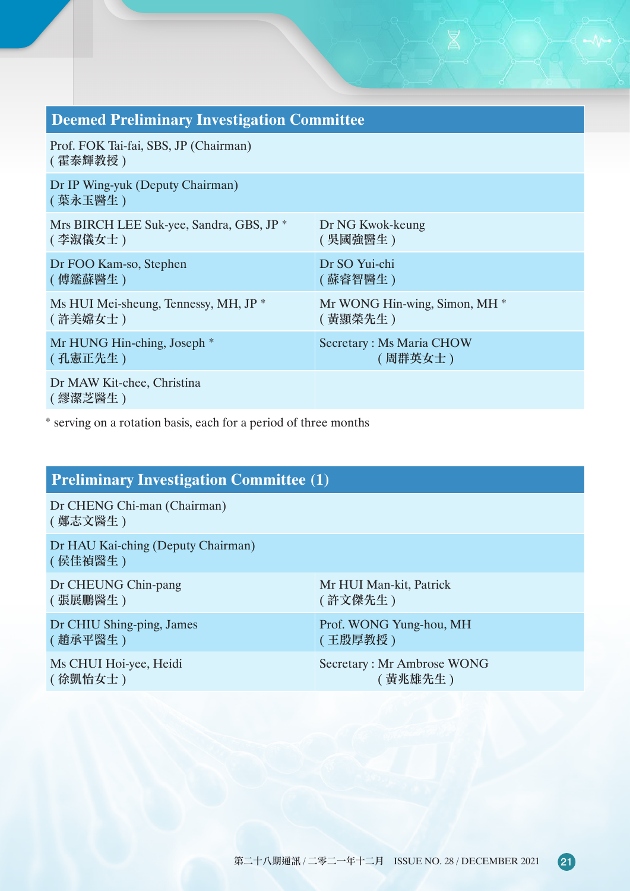## Deemed Preliminary Investigation Committee

| | |
|---|---|
| Prof. FOK Tai-fai, SBS, JP (Chairman)<br>( 霍泰輝教授 ) | |
| Dr IP Wing-yuk (Deputy Chairman)<br>( 葉永玉醫生 ) | |
| Mrs BIRCH LEE Suk-yee, Sandra, GBS, JP *<br>( 李淑儀女士 ) | Dr NG Kwok-keung<br>( 吳國強醫生 ) |
| Dr FOO Kam-so, Stephen<br>( 傅鑑蘇醫生 ) | Dr SO Yui-chi<br>( 蘇睿智醫生 ) |
| Ms HUI Mei-sheung, Tennessy, MH, JP *<br>( 許美嫦女士 ) | Mr WONG Hin-wing, Simon, MH *<br>( 黃顯榮先生 ) |
| Mr HUNG Hin-ching, Joseph *<br>( 孔憲正先生 ) | Secretary : Ms Maria CHOW<br>( 周群英女士 ) |
| Dr MAW Kit-chee, Christina<br>( 繆潔芝醫生 ) | |

* serving on a rotation basis, each for a period of three months

## Preliminary Investigation Committee (1)

| | |
|---|---|
| Dr CHENG Chi-man (Chairman)<br>( 鄭志文醫生 ) | |
| Dr HAU Kai-ching (Deputy Chairman)<br>( 侯佳禎醫生 ) | |
| Dr CHEUNG Chin-pang<br>( 張展鵬醫生 ) | Mr HUI Man-kit, Patrick<br>( 許文傑先生 ) |
| Dr CHIU Shing-ping, James<br>( 趙承平醫生 ) | Prof. WONG Yung-hou, MH<br>( 王殷厚教授 ) |
| Ms CHUI Hoi-yee, Heidi<br>( 徐凱怡女士 ) | Secretary : Mr Ambrose WONG<br>( 黃兆雄先生 ) |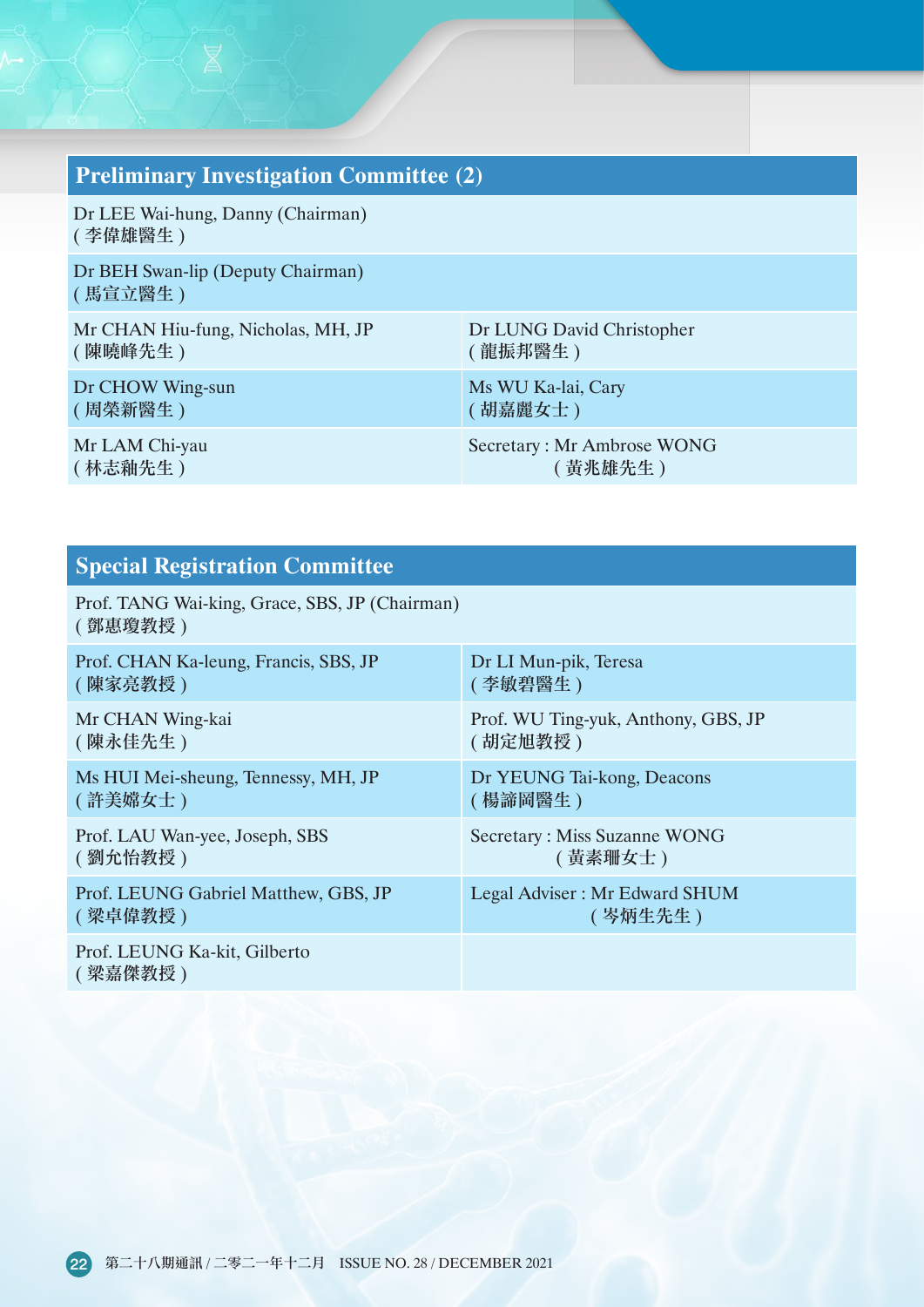## Preliminary Investigation Committee (2)

| | |
|---|---|
| Dr LEE Wai-hung, Danny (Chairman)<br>( 李偉雄醫生 ) | |
| Dr BEH Swan-lip (Deputy Chairman)<br>( 馬宣立醫生 ) | |
| Mr CHAN Hiu-fung, Nicholas, MH, JP<br>( 陳曉峰先生 ) | Dr LUNG David Christopher<br>( 龍振邦醫生 ) |
| Dr CHOW Wing-sun<br>( 周榮新醫生 ) | Ms WU Ka-lai, Cary<br>( 胡嘉麗女士 ) |
| Mr LAM Chi-yau<br>( 林志釉先生 ) | Secretary : Mr Ambrose WONG<br>( 黃兆雄先生 ) |

## Special Registration Committee

| | |
|---|---|
| Prof. TANG Wai-king, Grace, SBS, JP (Chairman)<br>( 鄧惠瓊教授 ) | |
| Prof. CHAN Ka-leung, Francis, SBS, JP<br>( 陳家亮教授 ) | Dr LI Mun-pik, Teresa<br>( 李敏碧醫生 ) |
| Mr CHAN Wing-kai<br>( 陳永佳先生 ) | Prof. WU Ting-yuk, Anthony, GBS, JP<br>( 胡定旭教授 ) |
| Ms HUI Mei-sheung, Tennessy, MH, JP<br>( 許美嫦女士 ) | Dr YEUNG Tai-kong, Deacons<br>( 楊諦岡醫生 ) |
| Prof. LAU Wan-yee, Joseph, SBS<br>( 劉允怡教授 ) | Secretary : Miss Suzanne WONG<br>( 黃素珊女士 ) |
| Prof. LEUNG Gabriel Matthew, GBS, JP<br>( 梁卓偉教授 ) | Legal Adviser : Mr Edward SHUM<br>( 岑炳生先生 ) |
| Prof. LEUNG Ka-kit, Gilberto<br>( 梁嘉傑教授 ) | |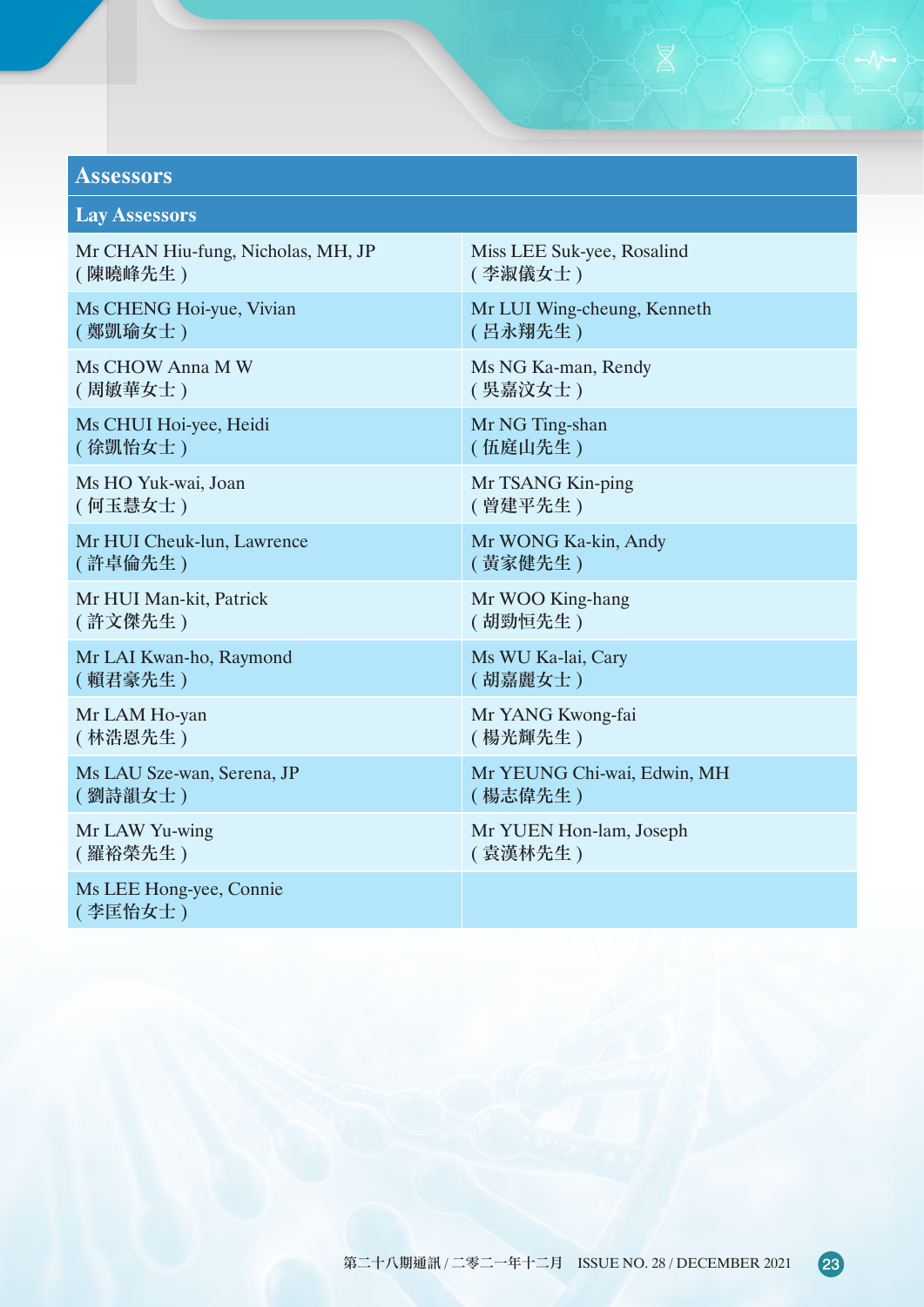## Assessors

### Lay Assessors

| | |
|---|---|
| Mr CHAN Hiu-fung, Nicholas, MH, JP ( 陳曉峰先生 ) | Miss LEE Suk-yee, Rosalind ( 李淑儀女士 ) |
| Ms CHENG Hoi-yue, Vivian ( 鄭凱瑜女士 ) | Mr LUI Wing-cheung, Kenneth ( 呂永翔先生 ) |
| Ms CHOW Anna M W ( 周敏華女士 ) | Ms NG Ka-man, Rendy ( 吳嘉汶女士 ) |
| Ms CHUI Hoi-yee, Heidi ( 徐凱怡女士 ) | Mr NG Ting-shan ( 伍庭山先生 ) |
| Ms HO Yuk-wai, Joan ( 何玉慧女士 ) | Mr TSANG Kin-ping ( 曾建平先生 ) |
| Mr HUI Cheuk-lun, Lawrence ( 許卓倫先生 ) | Mr WONG Ka-kin, Andy ( 黃家健先生 ) |
| Mr HUI Man-kit, Patrick ( 許文傑先生 ) | Mr WOO King-hang ( 胡勁恒先生 ) |
| Mr LAI Kwan-ho, Raymond ( 賴君豪先生 ) | Ms WU Ka-lai, Cary ( 胡嘉麗女士 ) |
| Mr LAM Ho-yan ( 林浩恩先生 ) | Mr YANG Kwong-fai ( 楊光輝先生 ) |
| Ms LAU Sze-wan, Serena, JP ( 劉詩韻女士 ) | Mr YEUNG Chi-wai, Edwin, MH ( 楊志偉先生 ) |
| Mr LAW Yu-wing ( 羅裕榮先生 ) | Mr YUEN Hon-lam, Joseph ( 袁漢林先生 ) |
| Ms LEE Hong-yee, Connie ( 李匡怡女士 ) | |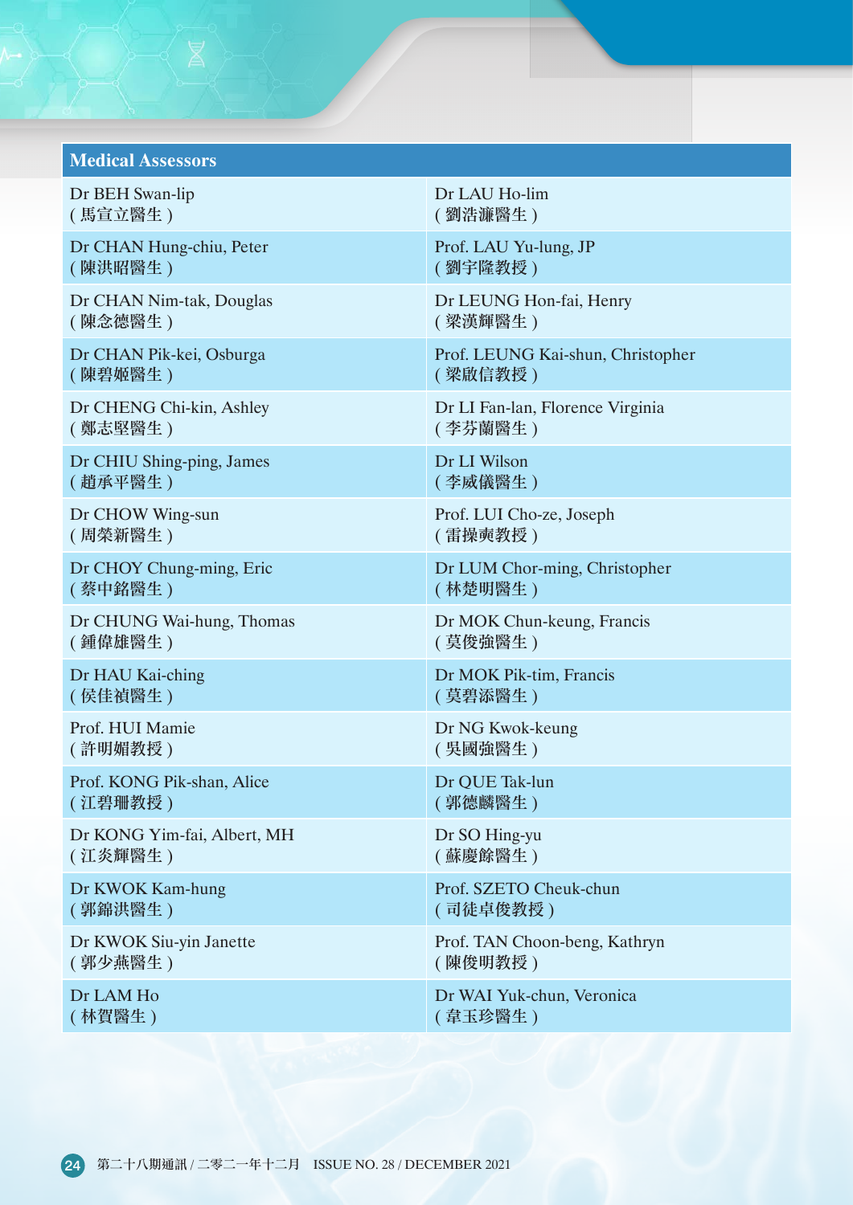| Medical Assessors | |
|---|---|
| Dr BEH Swan-lip<br>( 馬宣立醫生 ) | Dr LAU Ho-lim<br>( 劉浩濂醫生 ) |
| Dr CHAN Hung-chiu, Peter<br>( 陳洪昭醫生 ) | Prof. LAU Yu-lung, JP<br>( 劉宇隆教授 ) |
| Dr CHAN Nim-tak, Douglas<br>( 陳念德醫生 ) | Dr LEUNG Hon-fai, Henry<br>( 梁漢輝醫生 ) |
| Dr CHAN Pik-kei, Osburga<br>( 陳碧姬醫生 ) | Prof. LEUNG Kai-shun, Christopher<br>( 梁啟信教授 ) |
| Dr CHENG Chi-kin, Ashley<br>( 鄭志堅醫生 ) | Dr LI Fan-lan, Florence Virginia<br>( 李芬蘭醫生 ) |
| Dr CHIU Shing-ping, James<br>( 趙承平醫生 ) | Dr LI Wilson<br>( 李威儀醫生 ) |
| Dr CHOW Wing-sun<br>( 周榮新醫生 ) | Prof. LUI Cho-ze, Joseph<br>( 雷操奭教授 ) |
| Dr CHOY Chung-ming, Eric<br>( 蔡中銘醫生 ) | Dr LUM Chor-ming, Christopher<br>( 林楚明醫生 ) |
| Dr CHUNG Wai-hung, Thomas<br>( 鍾偉雄醫生 ) | Dr MOK Chun-keung, Francis<br>( 莫俊強醫生 ) |
| Dr HAU Kai-ching<br>( 侯佳禎醫生 ) | Dr MOK Pik-tim, Francis<br>( 莫碧添醫生 ) |
| Prof. HUI Mamie<br>( 許明媚教授 ) | Dr NG Kwok-keung<br>( 吳國強醫生 ) |
| Prof. KONG Pik-shan, Alice<br>( 江碧珊教授 ) | Dr QUE Tak-lun<br>( 郭德麟醫生 ) |
| Dr KONG Yim-fai, Albert, MH<br>( 江炎輝醫生 ) | Dr SO Hing-yu<br>( 蘇慶餘醫生 ) |
| Dr KWOK Kam-hung<br>( 郭錦洪醫生 ) | Prof. SZETO Cheuk-chun<br>( 司徒卓俊教授 ) |
| Dr KWOK Siu-yin Janette<br>( 郭少燕醫生 ) | Prof. TAN Choon-beng, Kathryn<br>( 陳俊明教授 ) |
| Dr LAM Ho<br>( 林賀醫生 ) | Dr WAI Yuk-chun, Veronica<br>( 韋玉珍醫生 ) |